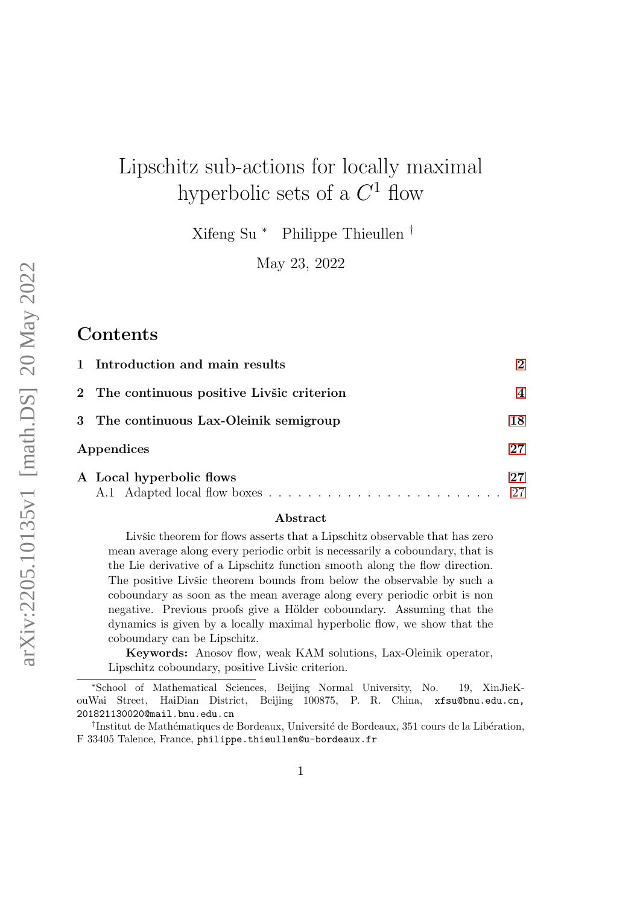# Lipschitz sub-actions for locally maximal hyperbolic sets of a $C^1$ flow

Xifeng Su [*] Philippe Thieullen [†]

May 23, 2022

## Contents

1 Introduction and main results 2

2 The continuous positive Livšic criterion 4

3 The continuous Lax-Oleinik semigroup 18

Appendices 27

A Local hyperbolic flows 27
- A.1 Adapted local flow boxes 27

**Abstract**

Livšic theorem for flows asserts that a Lipschitz observable that has zero mean average along every periodic orbit is necessarily a coboundary, that is the Lie derivative of a Lipschitz function smooth along the flow direction. The positive Livšic theorem bounds from below the observable by such a coboundary as soon as the mean average along every periodic orbit is non negative. Previous proofs give a Hölder coboundary. Assuming that the dynamics is given by a locally maximal hyperbolic flow, we show that the coboundary can be Lipschitz.

**Keywords:** Anosov flow, weak KAM solutions, Lax-Oleinik operator, Lipschitz coboundary, positive Livšic criterion.

---

[*] School of Mathematical Sciences, Beijing Normal University, No. 19, XinJieKouWai Street, HaiDian District, Beijing 100875, P. R. China, xfsu@bnu.edu.cn, 201821130020@mail.bnu.edu.cn

[†] Institut de Mathématiques de Bordeaux, Université de Bordeaux, 351 cours de la Libération, F 33405 Talence, France, philippe.thieullen@u-bordeaux.fr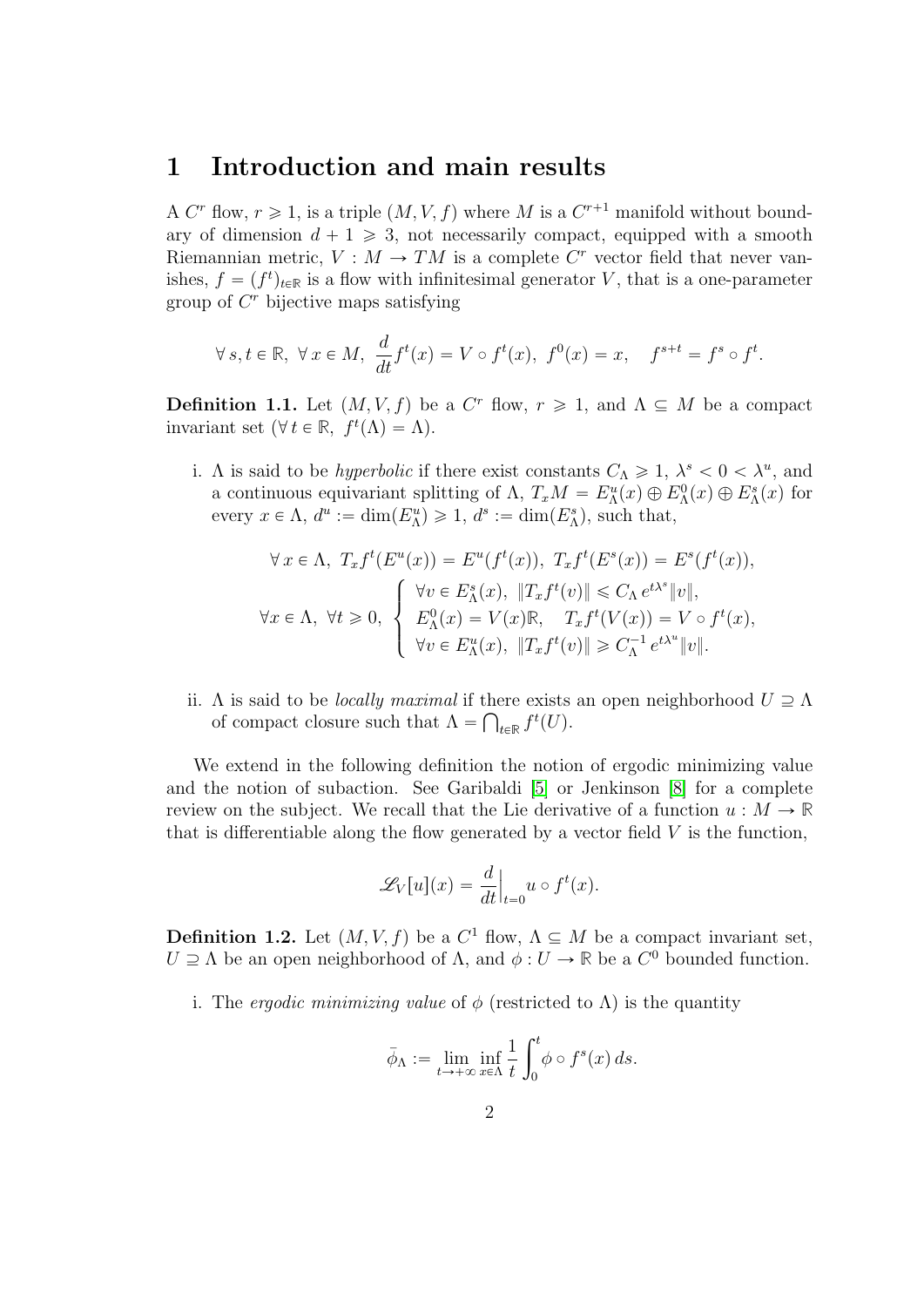# 1 Introduction and main results

A $C^r$ flow, $r \geqslant 1$, is a triple $(M, V, f)$ where $M$ is a $C^{r+1}$ manifold without boundary of dimension $d+1 \geqslant 3$, not necessarily compact, equipped with a smooth Riemannian metric, $V : M \to TM$ is a complete $C^r$ vector field that never vanishes, $f = (f^t)_{t \in \mathbb{R}}$ is a flow with infinitesimal generator $V$, that is a one-parameter group of $C^r$ bijective maps satisfying

$$\forall\, s,t \in \mathbb{R},\ \forall\, x \in M,\ \frac{d}{dt} f^t(x) = V \circ f^t(x),\ f^0(x) = x, \quad f^{s+t} = f^s \circ f^t.$$

**Definition 1.1.** Let $(M, V, f)$ be a $C^r$ flow, $r \geqslant 1$, and $\Lambda \subseteq M$ be a compact invariant set ($\forall\, t \in \mathbb{R},\ f^t(\Lambda) = \Lambda$).

i. $\Lambda$ is said to be *hyperbolic* if there exist constants $C_\Lambda \geqslant 1$, $\lambda^s < 0 < \lambda^u$, and a continuous equivariant splitting of $\Lambda$, $T_xM = E^u_\Lambda(x) \oplus E^0_\Lambda(x) \oplus E^s_\Lambda(x)$ for every $x \in \Lambda$, $d^u := \dim(E^u_\Lambda) \geqslant 1$, $d^s := \dim(E^s_\Lambda)$, such that,

$$\forall\, x \in \Lambda,\ T_xf^t(E^u(x)) = E^u(f^t(x)),\ T_xf^t(E^s(x)) = E^s(f^t(x)),$$

$$\forall x \in \Lambda,\ \forall t \geqslant 0,\ \begin{cases} \forall v \in E^s_\Lambda(x),\ \|T_xf^t(v)\| \leqslant C_\Lambda\, e^{t\lambda^s} \|v\|, \\ E^0_\Lambda(x) = V(x)\mathbb{R}, \quad T_xf^t(V(x)) = V \circ f^t(x), \\ \forall v \in E^u_\Lambda(x),\ \|T_xf^t(v)\| \geqslant C_\Lambda^{-1}\, e^{t\lambda^u} \|v\|. \end{cases}$$

ii. $\Lambda$ is said to be *locally maximal* if there exists an open neighborhood $U \supseteq \Lambda$ of compact closure such that $\Lambda = \bigcap_{t \in \mathbb{R}} f^t(U)$.

We extend in the following definition the notion of ergodic minimizing value and the notion of subaction. See Garibaldi [5] or Jenkinson [8] for a complete review on the subject. We recall that the Lie derivative of a function $u : M \to \mathbb{R}$ that is differentiable along the flow generated by a vector field $V$ is the function,

$$\mathscr{L}_V[u](x) = \frac{d}{dt}\Big|_{t=0} u \circ f^t(x).$$

**Definition 1.2.** Let $(M, V, f)$ be a $C^1$ flow, $\Lambda \subseteq M$ be a compact invariant set, $U \supseteq \Lambda$ be an open neighborhood of $\Lambda$, and $\phi : U \to \mathbb{R}$ be a $C^0$ bounded function.

i. The *ergodic minimizing value* of $\phi$ (restricted to $\Lambda$) is the quantity

$$\bar{\phi}_\Lambda := \lim_{t \to +\infty} \inf_{x \in \Lambda} \frac{1}{t} \int_0^t \phi \circ f^s(x)\, ds.$$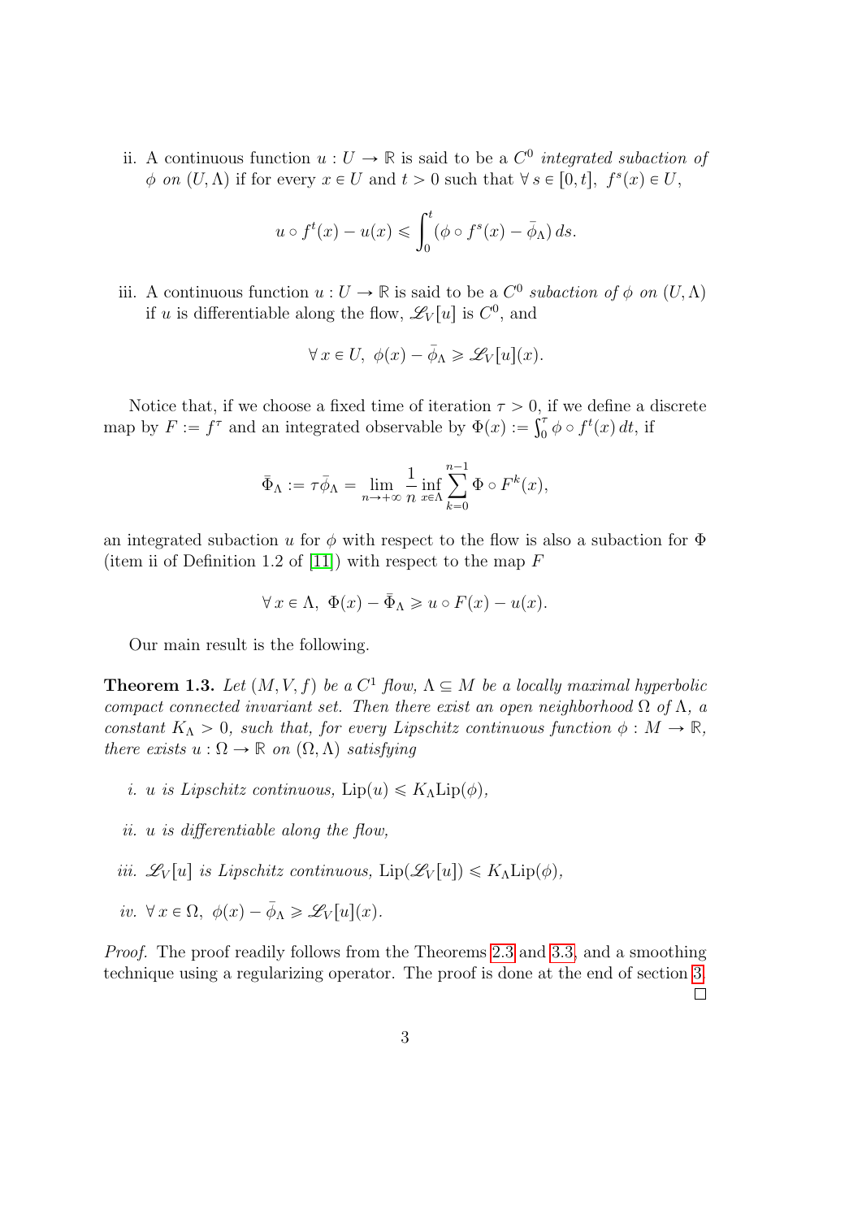ii. A continuous function $u : U \to \mathbb{R}$ is said to be a $C^0$ *integrated subaction of* $\phi$ *on* $(U, \Lambda)$ if for every $x \in U$ and $t > 0$ such that $\forall\, s \in [0, t],\ f^s(x) \in U$,

$$u \circ f^t(x) - u(x) \leqslant \int_0^t (\phi \circ f^s(x) - \bar{\phi}_\Lambda)\, ds.$$

iii. A continuous function $u : U \to \mathbb{R}$ is said to be a $C^0$ *subaction of* $\phi$ *on* $(U, \Lambda)$ if $u$ is differentiable along the flow, $\mathscr{L}_V[u]$ is $C^0$, and

$$\forall\, x \in U,\ \phi(x) - \bar{\phi}_\Lambda \geqslant \mathscr{L}_V[u](x).$$

Notice that, if we choose a fixed time of iteration $\tau > 0$, if we define a discrete map by $F := f^\tau$ and an integrated observable by $\Phi(x) := \int_0^\tau \phi \circ f^t(x)\, dt$, if

$$\bar{\Phi}_\Lambda := \tau \bar{\phi}_\Lambda = \lim_{n \to +\infty} \frac{1}{n} \inf_{x \in \Lambda} \sum_{k=0}^{n-1} \Phi \circ F^k(x),$$

an integrated subaction $u$ for $\phi$ with respect to the flow is also a subaction for $\Phi$ (item ii of Definition 1.2 of [11]) with respect to the map $F$

$$\forall\, x \in \Lambda,\ \Phi(x) - \bar{\Phi}_\Lambda \geqslant u \circ F(x) - u(x).$$

Our main result is the following.

**Theorem 1.3.** *Let $(M, V, f)$ be a $C^1$ flow, $\Lambda \subseteq M$ be a locally maximal hyperbolic compact connected invariant set. Then there exist an open neighborhood $\Omega$ of $\Lambda$, a constant $K_\Lambda > 0$, such that, for every Lipschitz continuous function $\phi : M \to \mathbb{R}$, there exists $u : \Omega \to \mathbb{R}$ on $(\Omega, \Lambda)$ satisfying*

*i. $u$ is Lipschitz continuous, $\mathrm{Lip}(u) \leqslant K_\Lambda \mathrm{Lip}(\phi)$,*

*ii. $u$ is differentiable along the flow,*

*iii. $\mathscr{L}_V[u]$ is Lipschitz continuous, $\mathrm{Lip}(\mathscr{L}_V[u]) \leqslant K_\Lambda \mathrm{Lip}(\phi)$,*

*iv. $\forall\, x \in \Omega,\ \phi(x) - \bar{\phi}_\Lambda \geqslant \mathscr{L}_V[u](x)$.*

*Proof.* The proof readily follows from the Theorems 2.3 and 3.3, and a smoothing technique using a regularizing operator. The proof is done at the end of section 3. □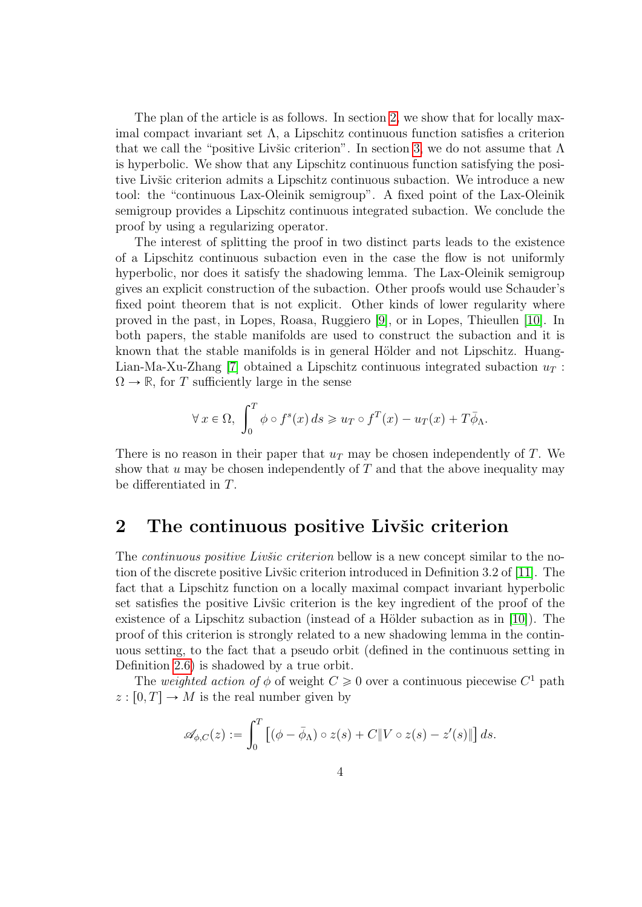The plan of the article is as follows. In section 2, we show that for locally maximal compact invariant set $\Lambda$, a Lipschitz continuous function satisfies a criterion that we call the "positive Livšic criterion". In section 3, we do not assume that $\Lambda$ is hyperbolic. We show that any Lipschitz continuous function satisfying the positive Livšic criterion admits a Lipschitz continuous subaction. We introduce a new tool: the "continuous Lax-Oleinik semigroup". A fixed point of the Lax-Oleinik semigroup provides a Lipschitz continuous integrated subaction. We conclude the proof by using a regularizing operator.

The interest of splitting the proof in two distinct parts leads to the existence of a Lipschitz continuous subaction even in the case the flow is not uniformly hyperbolic, nor does it satisfy the shadowing lemma. The Lax-Oleinik semigroup gives an explicit construction of the subaction. Other proofs would use Schauder's fixed point theorem that is not explicit. Other kinds of lower regularity where proved in the past, in Lopes, Roasa, Ruggiero [9], or in Lopes, Thieullen [10]. In both papers, the stable manifolds are used to construct the subaction and it is known that the stable manifolds is in general Hölder and not Lipschitz. Huang-Lian-Ma-Xu-Zhang [7] obtained a Lipschitz continuous integrated subaction $u_T : \Omega \to \mathbb{R}$, for $T$ sufficiently large in the sense

$$\forall\, x \in \Omega,\ \int_0^T \phi \circ f^s(x)\, ds \geqslant u_T \circ f^T(x) - u_T(x) + T\bar{\phi}_\Lambda.$$

There is no reason in their paper that $u_T$ may be chosen independently of $T$. We show that $u$ may be chosen independently of $T$ and that the above inequality may be differentiated in $T$.

## 2 The continuous positive Livšic criterion

The *continuous positive Livšic criterion* bellow is a new concept similar to the notion of the discrete positive Livšic criterion introduced in Definition 3.2 of [11]. The fact that a Lipschitz function on a locally maximal compact invariant hyperbolic set satisfies the positive Livšic criterion is the key ingredient of the proof of the existence of a Lipschitz subaction (instead of a Hölder subaction as in [10]). The proof of this criterion is strongly related to a new shadowing lemma in the continuous setting, to the fact that a pseudo orbit (defined in the continuous setting in Definition 2.6) is shadowed by a true orbit.

The *weighted action of* $\phi$ of weight $C \geqslant 0$ over a continuous piecewise $C^1$ path $z : [0,T] \to M$ is the real number given by

$$\mathscr{A}_{\phi,C}(z) := \int_0^T \big[(\phi - \bar{\phi}_\Lambda) \circ z(s) + C\|V \circ z(s) - z'(s)\|\big]\, ds.$$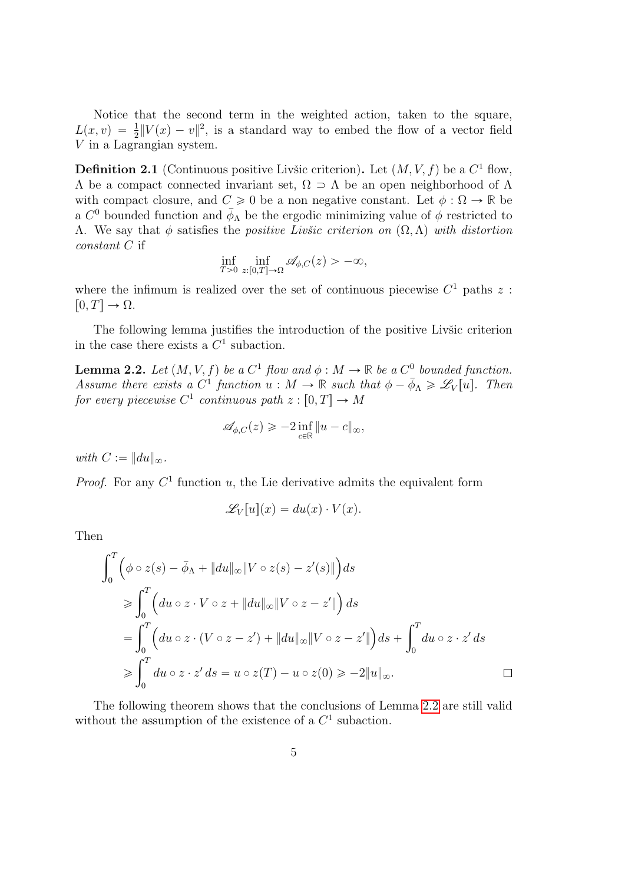Notice that the second term in the weighted action, taken to the square, $L(x,v) = \frac{1}{2}\|V(x) - v\|^2$, is a standard way to embed the flow of a vector field $V$ in a Lagrangian system.

**Definition 2.1** (Continuous positive Livšic criterion)**.** Let $(M, V, f)$ be a $C^1$ flow, $\Lambda$ be a compact connected invariant set, $\Omega \supset \Lambda$ be an open neighborhood of $\Lambda$ with compact closure, and $C \geqslant 0$ be a non negative constant. Let $\phi : \Omega \to \mathbb{R}$ be a $C^0$ bounded function and $\bar{\phi}_\Lambda$ be the ergodic minimizing value of $\phi$ restricted to $\Lambda$. We say that $\phi$ satisfies the *positive Livšic criterion on* $(\Omega, \Lambda)$ *with distortion constant* $C$ if

$$\inf_{T>0} \inf_{z:[0,T]\to\Omega} \mathscr{A}_{\phi,C}(z) > -\infty,$$

where the infimum is realized over the set of continuous piecewise $C^1$ paths $z : [0,T] \to \Omega$.

The following lemma justifies the introduction of the positive Livšic criterion in the case there exists a $C^1$ subaction.

**Lemma 2.2.** *Let $(M, V, f)$ be a $C^1$ flow and $\phi : M \to \mathbb{R}$ be a $C^0$ bounded function. Assume there exists a $C^1$ function $u : M \to \mathbb{R}$ such that $\phi - \bar{\phi}_\Lambda \geqslant \mathscr{L}_V[u]$. Then for every piecewise $C^1$ continuous path $z : [0,T] \to M$*

$$\mathscr{A}_{\phi,C}(z) \geqslant -2 \inf_{c\in\mathbb{R}} \|u - c\|_\infty,$$

*with $C := \|du\|_\infty$.*

*Proof.* For any $C^1$ function $u$, the Lie derivative admits the equivalent form

$$\mathscr{L}_V[u](x) = du(x) \cdot V(x).$$

Then

$$\begin{aligned}
\int_0^T &\Big(\phi \circ z(s) - \bar{\phi}_\Lambda + \|du\|_\infty \|V \circ z(s) - z'(s)\|\Big)\, ds \\
&\geqslant \int_0^T \Big(du \circ z \cdot V \circ z + \|du\|_\infty \|V \circ z - z'\|\Big)\, ds \\
&= \int_0^T \Big(du \circ z \cdot (V \circ z - z') + \|du\|_\infty \|V \circ z - z'\|\Big)\, ds + \int_0^T du \circ z \cdot z' \, ds \\
&\geqslant \int_0^T du \circ z \cdot z' \, ds = u \circ z(T) - u \circ z(0) \geqslant -2\|u\|_\infty.
\end{aligned}$$

□

The following theorem shows that the conclusions of Lemma 2.2 are still valid without the assumption of the existence of a $C^1$ subaction.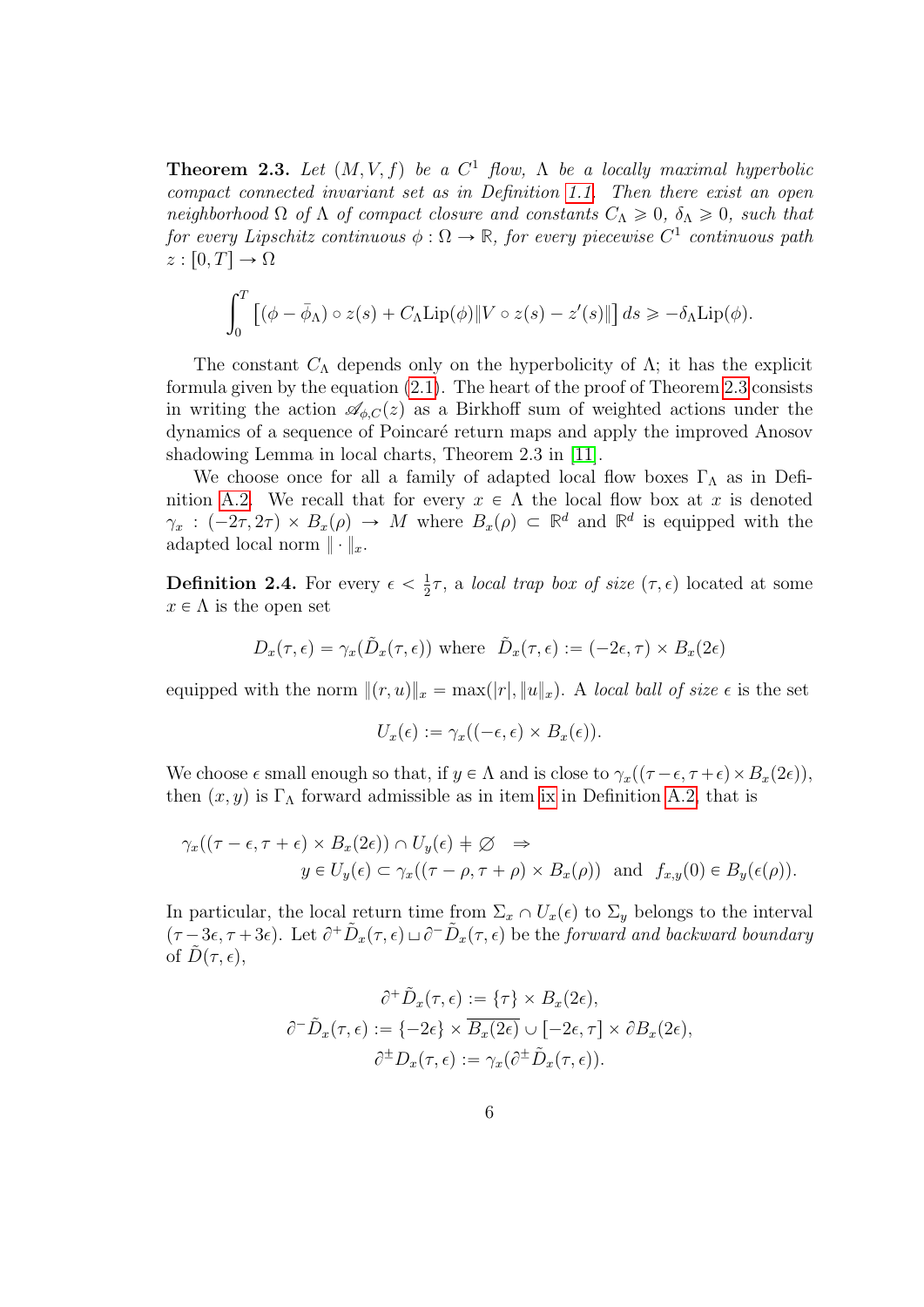**Theorem 2.3.** *Let $(M, V, f)$ be a $C^1$ flow, $\Lambda$ be a locally maximal hyperbolic compact connected invariant set as in Definition 1.1. Then there exist an open neighborhood $\Omega$ of $\Lambda$ of compact closure and constants $C_\Lambda \geqslant 0$, $\delta_\Lambda \geqslant 0$, such that for every Lipschitz continuous $\phi : \Omega \to \mathbb{R}$, for every piecewise $C^1$ continuous path $z : [0, T] \to \Omega$*

$$\int_0^T \left[ (\phi - \bar{\phi}_\Lambda) \circ z(s) + C_\Lambda \mathrm{Lip}(\phi) \| V \circ z(s) - z'(s) \| \right] ds \geqslant -\delta_\Lambda \mathrm{Lip}(\phi).$$

The constant $C_\Lambda$ depends only on the hyperbolicity of $\Lambda$; it has the explicit formula given by the equation (2.1). The heart of the proof of Theorem 2.3 consists in writing the action $\mathscr{A}_{\phi,C}(z)$ as a Birkhoff sum of weighted actions under the dynamics of a sequence of Poincaré return maps and apply the improved Anosov shadowing Lemma in local charts, Theorem 2.3 in [11].

We choose once for all a family of adapted local flow boxes $\Gamma_\Lambda$ as in Definition A.2. We recall that for every $x \in \Lambda$ the local flow box at $x$ is denoted $\gamma_x : (-2\tau, 2\tau) \times B_x(\rho) \to M$ where $B_x(\rho) \subset \mathbb{R}^d$ and $\mathbb{R}^d$ is equipped with the adapted local norm $\| \cdot \|_x$.

**Definition 2.4.** For every $\epsilon < \frac{1}{2}\tau$, a *local trap box of size* $(\tau, \epsilon)$ located at some $x \in \Lambda$ is the open set

$$D_x(\tau, \epsilon) = \gamma_x(\tilde{D}_x(\tau, \epsilon)) \text{ where } \tilde{D}_x(\tau, \epsilon) := (-2\epsilon, \tau) \times B_x(2\epsilon)$$

equipped with the norm $\|(r, u)\|_x = \max(|r|, \|u\|_x)$. A *local ball of size* $\epsilon$ is the set

$$U_x(\epsilon) := \gamma_x((-\epsilon, \epsilon) \times B_x(\epsilon)).$$

We choose $\epsilon$ small enough so that, if $y \in \Lambda$ and is close to $\gamma_x((\tau - \epsilon, \tau + \epsilon) \times B_x(2\epsilon))$, then $(x, y)$ is $\Gamma_\Lambda$ forward admissible as in item ix in Definition A.2, that is

$$\begin{aligned} \gamma_x((\tau - \epsilon, \tau + \epsilon) \times B_x(2\epsilon)) \cap U_y(\epsilon) \neq \varnothing \quad &\Rightarrow \\ y \in U_y(\epsilon) \subset \gamma_x((\tau - \rho, \tau + \rho) \times B_x(\rho)) \quad &\text{and} \quad f_{x,y}(0) \in B_y(\epsilon(\rho)). \end{aligned}$$

In particular, the local return time from $\Sigma_x \cap U_x(\epsilon)$ to $\Sigma_y$ belongs to the interval $(\tau - 3\epsilon, \tau + 3\epsilon)$. Let $\partial^+ \tilde{D}_x(\tau, \epsilon) \sqcup \partial^- \tilde{D}_x(\tau, \epsilon)$ be the *forward and backward boundary* of $\tilde{D}(\tau, \epsilon)$,

$$\begin{aligned} \partial^+ \tilde{D}_x(\tau, \epsilon) &:= \{\tau\} \times B_x(2\epsilon), \\ \partial^- \tilde{D}_x(\tau, \epsilon) &:= \{-2\epsilon\} \times \overline{B_x(2\epsilon)} \cup [-2\epsilon, \tau] \times \partial B_x(2\epsilon), \\ \partial^\pm D_x(\tau, \epsilon) &:= \gamma_x(\partial^\pm \tilde{D}_x(\tau, \epsilon)). \end{aligned}$$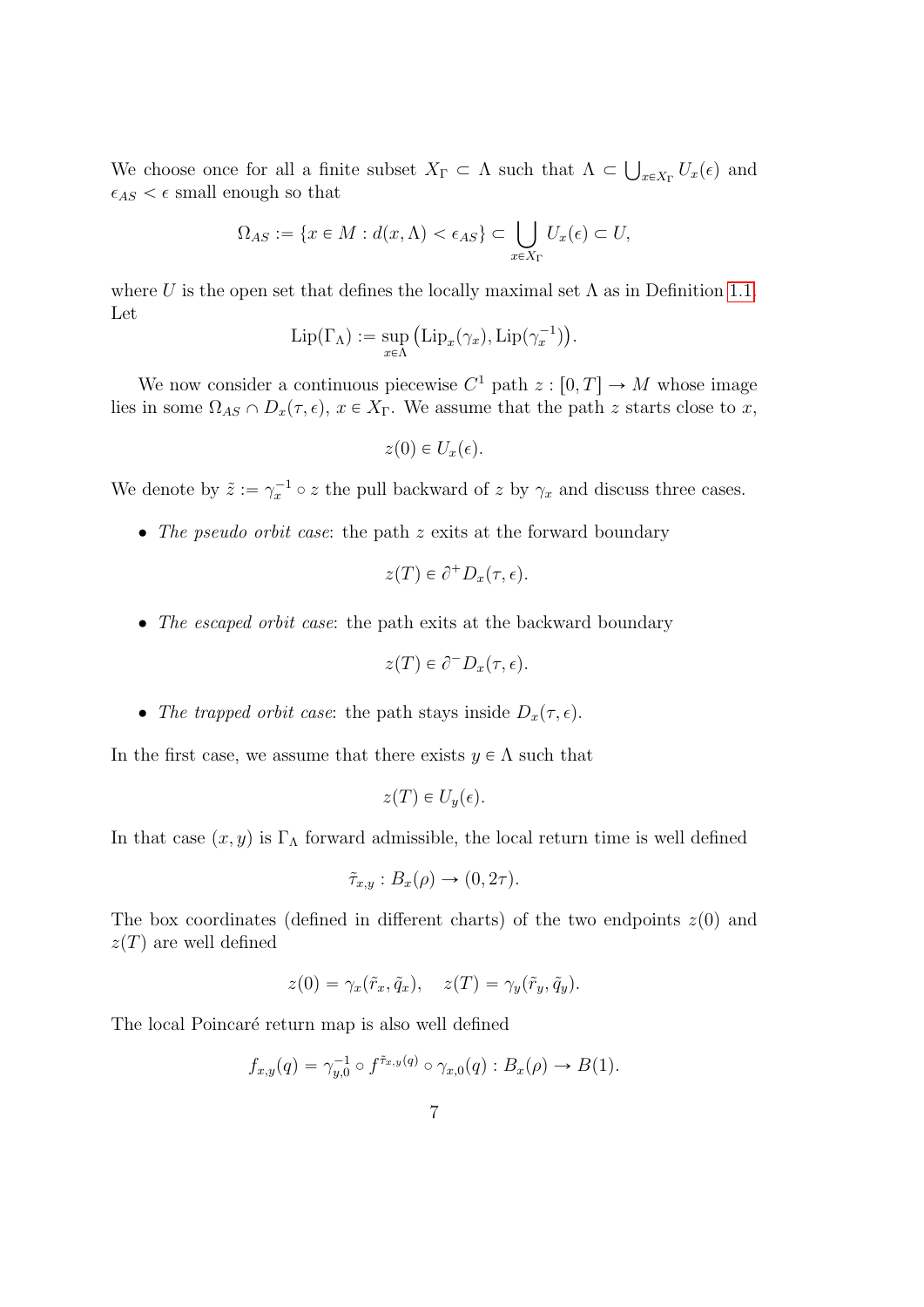We choose once for all a finite subset $X_\Gamma \subset \Lambda$ such that $\Lambda \subset \bigcup_{x \in X_\Gamma} U_x(\epsilon)$ and $\epsilon_{AS} < \epsilon$ small enough so that

$$\Omega_{AS} := \{x \in M : d(x, \Lambda) < \epsilon_{AS}\} \subset \bigcup_{x \in X_\Gamma} U_x(\epsilon) \subset U,$$

where $U$ is the open set that defines the locally maximal set $\Lambda$ as in Definition 1.1. Let

$$\mathrm{Lip}(\Gamma_\Lambda) := \sup_{x \in \Lambda} \big(\mathrm{Lip}_x(\gamma_x), \mathrm{Lip}(\gamma_x^{-1})\big).$$

We now consider a continuous piecewise $C^1$ path $z : [0, T] \to M$ whose image lies in some $\Omega_{AS} \cap D_x(\tau, \epsilon)$, $x \in X_\Gamma$. We assume that the path $z$ starts close to $x$,

$$z(0) \in U_x(\epsilon).$$

We denote by $\tilde{z} := \gamma_x^{-1} \circ z$ the pull backward of $z$ by $\gamma_x$ and discuss three cases.

- *The pseudo orbit case*: the path $z$ exits at the forward boundary

$$z(T) \in \partial^+ D_x(\tau, \epsilon).$$

- *The escaped orbit case*: the path exits at the backward boundary

$$z(T) \in \partial^- D_x(\tau, \epsilon).$$

- *The trapped orbit case*: the path stays inside $D_x(\tau, \epsilon)$.

In the first case, we assume that there exists $y \in \Lambda$ such that

$$z(T) \in U_y(\epsilon).$$

In that case $(x, y)$ is $\Gamma_\Lambda$ forward admissible, the local return time is well defined

$$\tilde{\tau}_{x,y} : B_x(\rho) \to (0, 2\tau).$$

The box coordinates (defined in different charts) of the two endpoints $z(0)$ and $z(T)$ are well defined

$$z(0) = \gamma_x(\tilde{r}_x, \tilde{q}_x), \quad z(T) = \gamma_y(\tilde{r}_y, \tilde{q}_y).$$

The local Poincaré return map is also well defined

$$f_{x,y}(q) = \gamma_{y,0}^{-1} \circ f^{\tilde{\tau}_{x,y}(q)} \circ \gamma_{x,0}(q) : B_x(\rho) \to B(1).$$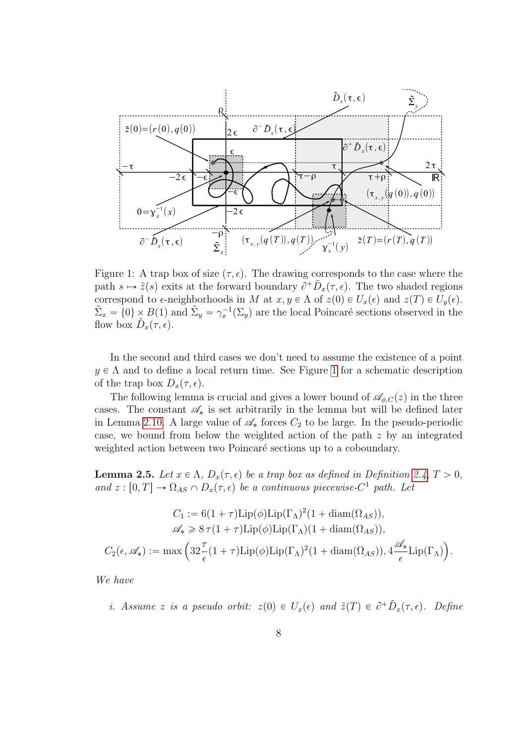Figure 1: A trap box of size $(\tau, \epsilon)$. The drawing corresponds to the case where the path $s \mapsto \tilde{z}(s)$ exits at the forward boundary $\partial^+ \tilde{D}_x(\tau, \epsilon)$. The two shaded regions correspond to $\epsilon$-neighborhoods in $M$ at $x, y \in \Lambda$ of $z(0) \in U_x(\epsilon)$ and $z(T) \in U_y(\epsilon)$. $\tilde{\Sigma}_x = \{0\} \times B(1)$ and $\tilde{\Sigma}_y = \gamma_x^{-1}(\Sigma_y)$ are the local Poincaré sections observed in the flow box $\tilde{D}_x(\tau, \epsilon)$.

In the second and third cases we don't need to assume the existence of a point $y \in \Lambda$ and to define a local return time. See Figure 1 for a schematic description of the trap box $D_x(\tau, \epsilon)$.

The following lemma is crucial and gives a lower bound of $\mathscr{A}_{\phi,C}(z)$ in the three cases. The constant $\mathscr{A}_*$ is set arbitrarily in the lemma but will be defined later in Lemma 2.10. A large value of $\mathscr{A}_*$ forces $C_2$ to be large. In the pseudo-periodic case, we bound from below the weighted action of the path $z$ by an integrated weighted action between two Poincaré sections up to a coboundary.

**Lemma 2.5.** *Let $x \in \Lambda$, $D_x(\tau, \epsilon)$ be a trap box as defined in Definition 2.4, $T > 0$, and $z : [0, T] \to \Omega_{AS} \cap D_x(\tau, \epsilon)$ be a continuous piecewise-$C^1$ path. Let*

$$C_1 := 6(1 + \tau)\mathrm{Lip}(\phi)\mathrm{Lip}(\Gamma_\Lambda)^2(1 + \mathrm{diam}(\Omega_{AS})),$$
$$\mathscr{A}_* \geqslant 8\,\tau(1 + \tau)\mathrm{Lip}(\phi)\mathrm{Lip}(\Gamma_\Lambda)(1 + \mathrm{diam}(\Omega_{AS})),$$
$$C_2(\epsilon, \mathscr{A}_*) := \max\Big(32\frac{\tau}{\epsilon}(1 + \tau)\mathrm{Lip}(\phi)\mathrm{Lip}(\Gamma_\Lambda)^2(1 + \mathrm{diam}(\Omega_{AS})), 4\frac{\mathscr{A}_*}{\epsilon}\mathrm{Lip}(\Gamma_\Lambda)\Big).$$

*We have*

*i. Assume $z$ is a pseudo orbit: $z(0) \in U_x(\epsilon)$ and $\tilde{z}(T) \in \partial^+ \tilde{D}_x(\tau, \epsilon)$. Define*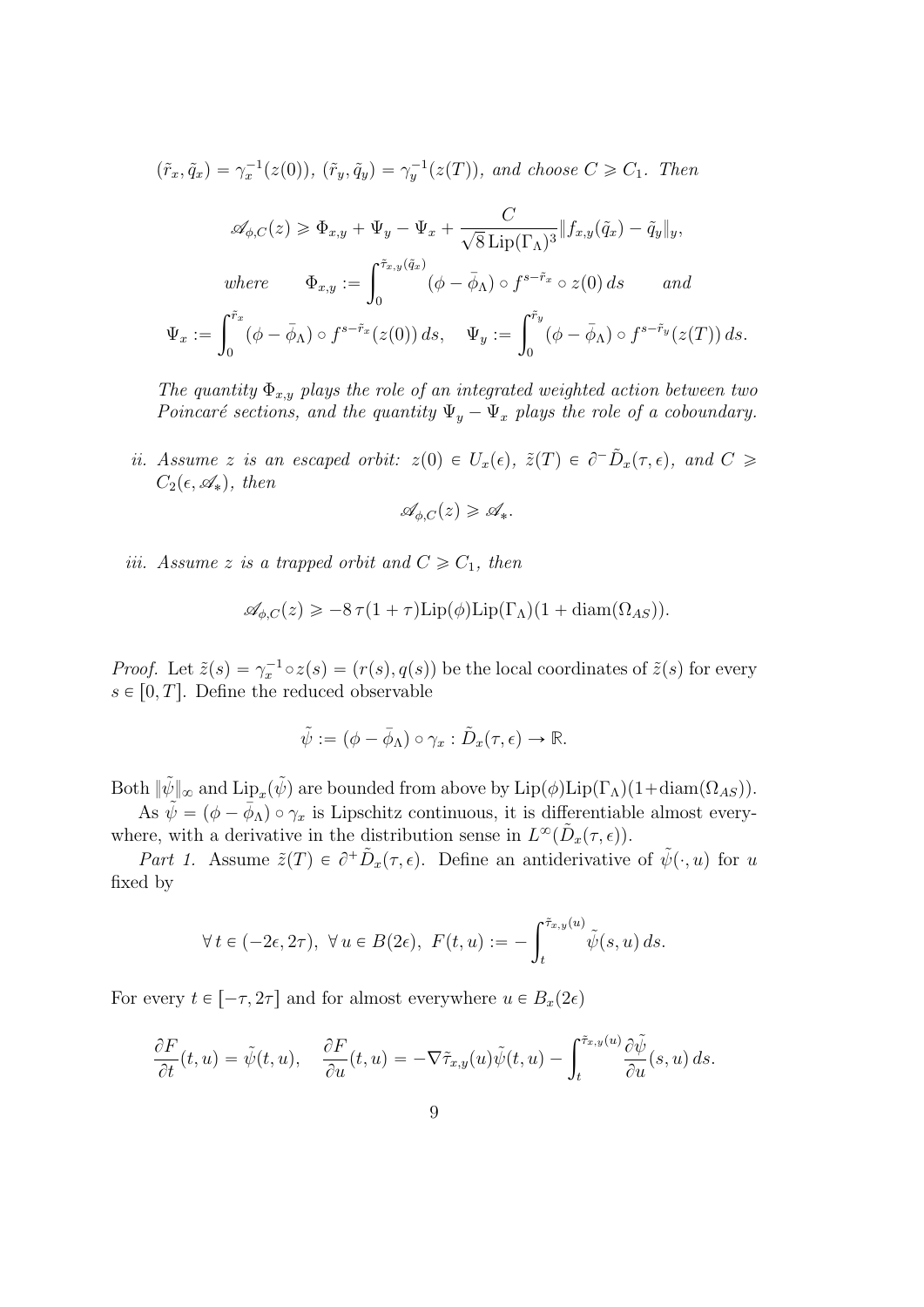$(\tilde r_x, \tilde q_x) = \gamma_x^{-1}(z(0))$, $(\tilde r_y, \tilde q_y) = \gamma_y^{-1}(z(T))$, *and choose* $C \geqslant C_1$. *Then*

$$\mathscr{A}_{\phi,C}(z) \geqslant \Phi_{x,y} + \Psi_y - \Psi_x + \frac{C}{\sqrt{8}\,\mathrm{Lip}(\Gamma_\Lambda)^3}\|f_{x,y}(\tilde q_x) - \tilde q_y\|_y,$$

$$\text{where} \qquad \Phi_{x,y} := \int_0^{\tilde\tau_{x,y}(\tilde q_x)} (\phi - \bar\phi_\Lambda)\circ f^{s-\tilde r_x}\circ z(0)\,ds \qquad \text{and}$$

$$\Psi_x := \int_0^{\tilde r_x} (\phi - \bar\phi_\Lambda)\circ f^{s-\tilde r_x}(z(0))\,ds, \quad \Psi_y := \int_0^{\tilde r_y} (\phi - \bar\phi_\Lambda)\circ f^{s-\tilde r_y}(z(T))\,ds.$$

*The quantity* $\Phi_{x,y}$ *plays the role of an integrated weighted action between two Poincaré sections, and the quantity* $\Psi_y - \Psi_x$ *plays the role of a coboundary.*

*ii. Assume* $z$ *is an escaped orbit:* $z(0) \in U_x(\epsilon)$, $\tilde z(T) \in \partial^- \tilde D_x(\tau,\epsilon)$, *and* $C \geqslant C_2(\epsilon, \mathscr{A}_*)$, *then*

$$\mathscr{A}_{\phi,C}(z) \geqslant \mathscr{A}_*.$$

*iii. Assume* $z$ *is a trapped orbit and* $C \geqslant C_1$, *then*

$$\mathscr{A}_{\phi,C}(z) \geqslant -8\,\tau(1+\tau)\mathrm{Lip}(\phi)\mathrm{Lip}(\Gamma_\Lambda)(1+\mathrm{diam}(\Omega_{AS})).$$

*Proof.* Let $\tilde z(s) = \gamma_x^{-1}\circ z(s) = (r(s), q(s))$ be the local coordinates of $\tilde z(s)$ for every $s \in [0,T]$. Define the reduced observable

$$\tilde\psi := (\phi - \bar\phi_\Lambda)\circ\gamma_x : \tilde D_x(\tau,\epsilon) \to \mathbb{R}.$$

Both $\|\tilde\psi\|_\infty$ and $\mathrm{Lip}_x(\tilde\psi)$ are bounded from above by $\mathrm{Lip}(\phi)\mathrm{Lip}(\Gamma_\Lambda)(1+\mathrm{diam}(\Omega_{AS}))$.

As $\tilde\psi = (\phi - \bar\phi_\Lambda)\circ\gamma_x$ is Lipschitz continuous, it is differentiable almost everywhere, with a derivative in the distribution sense in $L^\infty(\tilde D_x(\tau,\epsilon))$.

*Part 1.* Assume $\tilde z(T) \in \partial^+\tilde D_x(\tau,\epsilon)$. Define an antiderivative of $\tilde\psi(\cdot,u)$ for $u$ fixed by

$$\forall\, t \in (-2\epsilon, 2\tau),\ \forall\, u \in B(2\epsilon),\ F(t,u) := -\int_t^{\tilde\tau_{x,y}(u)} \tilde\psi(s,u)\,ds.$$

For every $t \in [-\tau, 2\tau]$ and for almost everywhere $u \in B_x(2\epsilon)$

$$\frac{\partial F}{\partial t}(t,u) = \tilde\psi(t,u), \quad \frac{\partial F}{\partial u}(t,u) = -\nabla\tilde\tau_{x,y}(u)\tilde\psi(t,u) - \int_t^{\tilde\tau_{x,y}(u)} \frac{\partial\tilde\psi}{\partial u}(s,u)\,ds.$$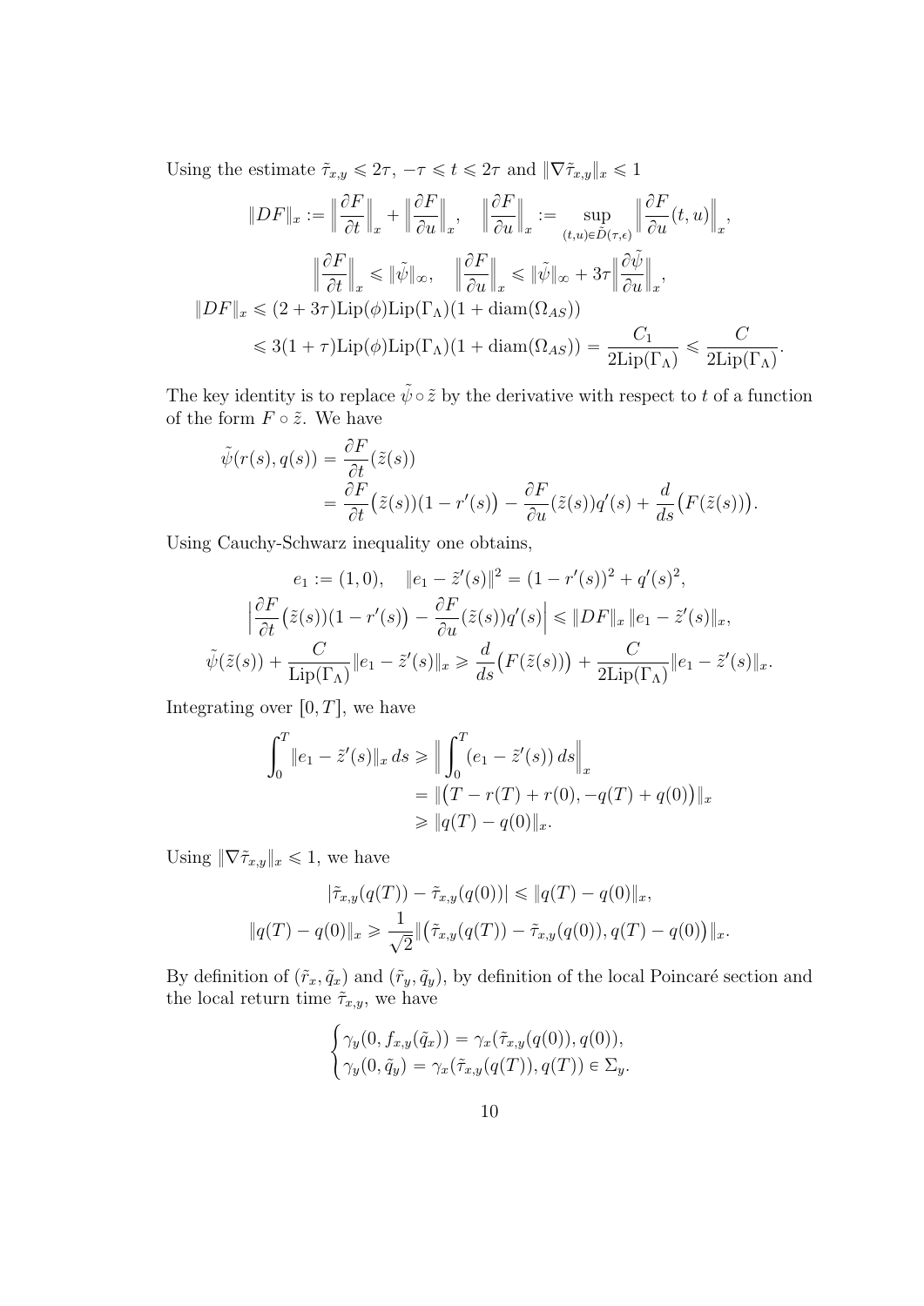Using the estimate $\tilde{\tau}_{x,y} \leqslant 2\tau$, $-\tau \leqslant t \leqslant 2\tau$ and $\|\nabla\tilde{\tau}_{x,y}\|_x \leqslant 1$

$$
\|DF\|_x := \Big\|\frac{\partial F}{\partial t}\Big\|_x + \Big\|\frac{\partial F}{\partial u}\Big\|_x, \quad \Big\|\frac{\partial F}{\partial u}\Big\|_x := \sup_{(t,u)\in\tilde{D}(\tau,\epsilon)} \Big\|\frac{\partial F}{\partial u}(t,u)\Big\|_x,
$$

$$
\Big\|\frac{\partial F}{\partial t}\Big\|_x \leqslant \|\tilde{\psi}\|_\infty, \quad \Big\|\frac{\partial F}{\partial u}\Big\|_x \leqslant \|\tilde{\psi}\|_\infty + 3\tau\Big\|\frac{\partial\tilde{\psi}}{\partial u}\Big\|_x,
$$

$$
\begin{aligned}
\|DF\|_x &\leqslant (2+3\tau)\mathrm{Lip}(\phi)\mathrm{Lip}(\Gamma_\Lambda)(1+\mathrm{diam}(\Omega_{AS})) \\
&\leqslant 3(1+\tau)\mathrm{Lip}(\phi)\mathrm{Lip}(\Gamma_\Lambda)(1+\mathrm{diam}(\Omega_{AS})) = \frac{C_1}{2\mathrm{Lip}(\Gamma_\Lambda)} \leqslant \frac{C}{2\mathrm{Lip}(\Gamma_\Lambda)}.
\end{aligned}
$$

The key identity is to replace $\tilde{\psi}\circ\tilde{z}$ by the derivative with respect to $t$ of a function of the form $F\circ\tilde{z}$. We have

$$
\begin{aligned}
\tilde{\psi}(r(s),q(s)) &= \frac{\partial F}{\partial t}(\tilde{z}(s)) \\
&= \frac{\partial F}{\partial t}\big(\tilde{z}(s))(1-r'(s)\big) - \frac{\partial F}{\partial u}(\tilde{z}(s))q'(s) + \frac{d}{ds}\big(F(\tilde{z}(s))\big).
\end{aligned}
$$

Using Cauchy-Schwarz inequality one obtains,

$$
e_1 := (1,0), \quad \|e_1 - \tilde{z}'(s)\|^2 = (1-r'(s))^2 + q'(s)^2,
$$

$$
\Big|\frac{\partial F}{\partial t}\big(\tilde{z}(s))(1-r'(s)\big) - \frac{\partial F}{\partial u}(\tilde{z}(s))q'(s)\Big| \leqslant \|DF\|_x\,\|e_1 - \tilde{z}'(s)\|_x,
$$

$$
\tilde{\psi}(\tilde{z}(s)) + \frac{C}{\mathrm{Lip}(\Gamma_\Lambda)}\|e_1 - \tilde{z}'(s)\|_x \geqslant \frac{d}{ds}\big(F(\tilde{z}(s))\big) + \frac{C}{2\mathrm{Lip}(\Gamma_\Lambda)}\|e_1 - \tilde{z}'(s)\|_x.
$$

Integrating over $[0,T]$, we have

$$
\begin{aligned}
\int_0^T \|e_1 - \tilde{z}'(s)\|_x\,ds &\geqslant \Big\|\int_0^T (e_1 - \tilde{z}'(s))\,ds\Big\|_x \\
&= \|\big(T - r(T) + r(0), -q(T) + q(0)\big)\|_x \\
&\geqslant \|q(T) - q(0)\|_x.
\end{aligned}
$$

Using $\|\nabla\tilde{\tau}_{x,y}\|_x \leqslant 1$, we have

$$
|\tilde{\tau}_{x,y}(q(T)) - \tilde{\tau}_{x,y}(q(0))| \leqslant \|q(T) - q(0)\|_x,
$$

$$
\|q(T) - q(0)\|_x \geqslant \frac{1}{\sqrt{2}}\|\big(\tilde{\tau}_{x,y}(q(T)) - \tilde{\tau}_{x,y}(q(0)), q(T) - q(0)\big)\|_x.
$$

By definition of $(\tilde{r}_x, \tilde{q}_x)$ and $(\tilde{r}_y, \tilde{q}_y)$, by definition of the local Poincaré section and the local return time $\tilde{\tau}_{x,y}$, we have

$$
\begin{cases}
\gamma_y(0, f_{x,y}(\tilde{q}_x)) = \gamma_x(\tilde{\tau}_{x,y}(q(0)), q(0)), \\
\gamma_y(0, \tilde{q}_y) = \gamma_x(\tilde{\tau}_{x,y}(q(T)), q(T)) \in \Sigma_y.
\end{cases}
$$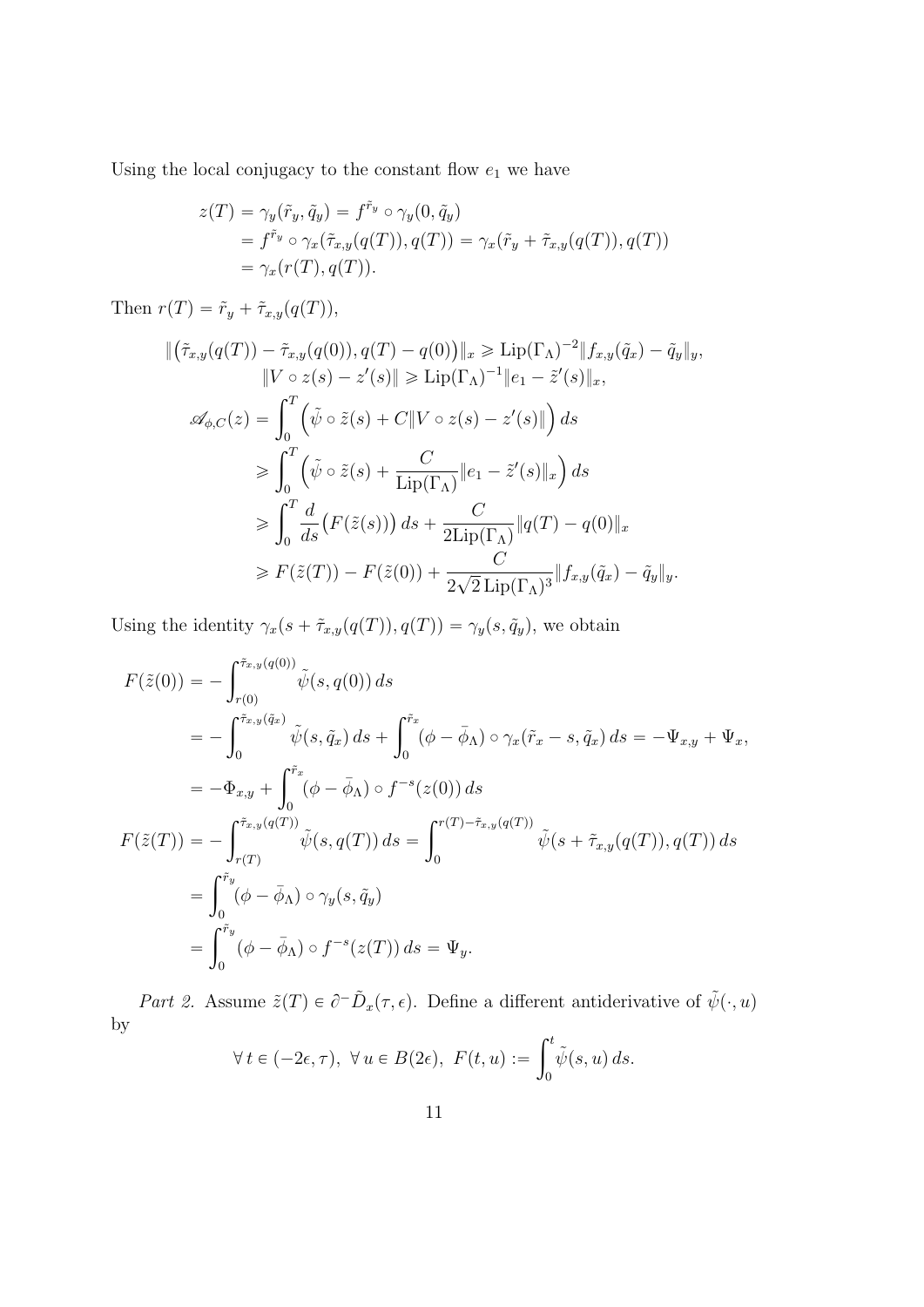Using the local conjugacy to the constant flow $e_1$ we have

$$
\begin{aligned}
z(T) &= \gamma_y(\tilde r_y, \tilde q_y) = f^{\tilde r_y} \circ \gamma_y(0, \tilde q_y) \\
&= f^{\tilde r_y} \circ \gamma_x(\tilde\tau_{x,y}(q(T)), q(T)) = \gamma_x(\tilde r_y + \tilde\tau_{x,y}(q(T)), q(T)) \\
&= \gamma_x(r(T), q(T)).
\end{aligned}
$$

Then $r(T) = \tilde r_y + \tilde\tau_{x,y}(q(T))$,

$$
\begin{aligned}
\|\big(\tilde\tau_{x,y}(q(T)) - \tilde\tau_{x,y}(q(0)), q(T) - q(0)\big)\|_x &\geqslant \mathrm{Lip}(\Gamma_\Lambda)^{-2} \|f_{x,y}(\tilde q_x) - \tilde q_y\|_y, \\
\|V \circ z(s) - z'(s)\| &\geqslant \mathrm{Lip}(\Gamma_\Lambda)^{-1} \|e_1 - \tilde z'(s)\|_x, \\
\mathscr{A}_{\phi,C}(z) &= \int_0^T \Big(\tilde\psi \circ \tilde z(s) + C\|V \circ z(s) - z'(s)\|\Big)\, ds \\
&\geqslant \int_0^T \Big(\tilde\psi \circ \tilde z(s) + \frac{C}{\mathrm{Lip}(\Gamma_\Lambda)} \|e_1 - \tilde z'(s)\|_x\Big)\, ds \\
&\geqslant \int_0^T \frac{d}{ds}\big(F(\tilde z(s))\big)\, ds + \frac{C}{2\mathrm{Lip}(\Gamma_\Lambda)} \|q(T) - q(0)\|_x \\
&\geqslant F(\tilde z(T)) - F(\tilde z(0)) + \frac{C}{2\sqrt{2}\,\mathrm{Lip}(\Gamma_\Lambda)^3} \|f_{x,y}(\tilde q_x) - \tilde q_y\|_y.
\end{aligned}
$$

Using the identity $\gamma_x(s + \tilde\tau_{x,y}(q(T)), q(T)) = \gamma_y(s, \tilde q_y)$, we obtain

$$
\begin{aligned}
F(\tilde z(0)) &= -\int_{r(0)}^{\tilde\tau_{x,y}(q(0))} \tilde\psi(s, q(0))\, ds \\
&= -\int_0^{\tilde\tau_{x,y}(\tilde q_x)} \tilde\psi(s, \tilde q_x)\, ds + \int_0^{\tilde r_x} (\phi - \bar\phi_\Lambda) \circ \gamma_x(\tilde r_x - s, \tilde q_x)\, ds = -\Psi_{x,y} + \Psi_x, \\
&= -\Phi_{x,y} + \int_0^{\tilde r_x} (\phi - \bar\phi_\Lambda) \circ f^{-s}(z(0))\, ds \\
F(\tilde z(T)) &= -\int_{r(T)}^{\tilde\tau_{x,y}(q(T))} \tilde\psi(s, q(T))\, ds = \int_0^{r(T) - \tilde\tau_{x,y}(q(T))} \tilde\psi(s + \tilde\tau_{x,y}(q(T)), q(T))\, ds \\
&= \int_0^{\tilde r_y} (\phi - \bar\phi_\Lambda) \circ \gamma_y(s, \tilde q_y) \\
&= \int_0^{\tilde r_y} (\phi - \bar\phi_\Lambda) \circ f^{-s}(z(T))\, ds = \Psi_y.
\end{aligned}
$$

*Part 2.* Assume $\tilde z(T) \in \partial^- \tilde D_x(\tau, \epsilon)$. Define a different antiderivative of $\tilde\psi(\cdot, u)$ by

$$
\forall\, t \in (-2\epsilon, \tau),\ \forall\, u \in B(2\epsilon),\ F(t, u) := \int_0^t \tilde\psi(s, u)\, ds.
$$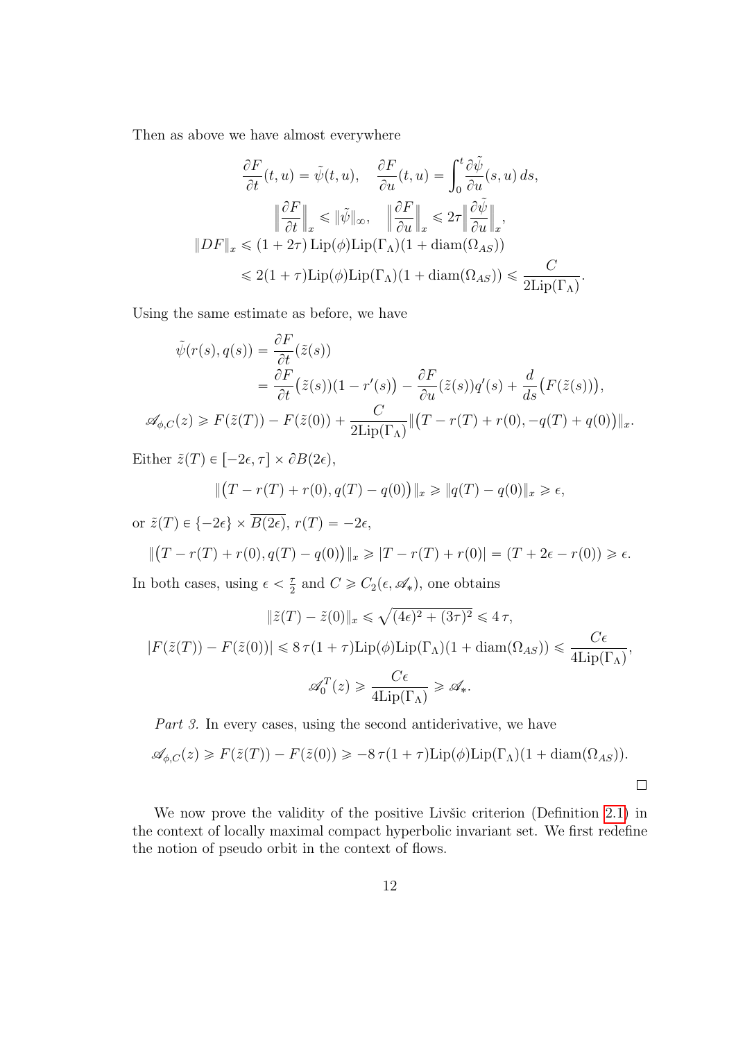Then as above we have almost everywhere

$$\frac{\partial F}{\partial t}(t,u) = \tilde{\psi}(t,u), \quad \frac{\partial F}{\partial u}(t,u) = \int_0^t \frac{\partial \tilde{\psi}}{\partial u}(s,u)\,ds,$$

$$\Big\|\frac{\partial F}{\partial t}\Big\|_x \leqslant \|\tilde{\psi}\|_\infty, \quad \Big\|\frac{\partial F}{\partial u}\Big\|_x \leqslant 2\tau\Big\|\frac{\partial \tilde{\psi}}{\partial u}\Big\|_x,$$

$$\begin{aligned}\|DF\|_x &\leqslant (1+2\tau)\,\mathrm{Lip}(\phi)\mathrm{Lip}(\Gamma_\Lambda)(1+\mathrm{diam}(\Omega_{AS})) \\ &\leqslant 2(1+\tau)\mathrm{Lip}(\phi)\mathrm{Lip}(\Gamma_\Lambda)(1+\mathrm{diam}(\Omega_{AS})) \leqslant \frac{C}{2\mathrm{Lip}(\Gamma_\Lambda)}.\end{aligned}$$

Using the same estimate as before, we have

$$\begin{aligned}\tilde{\psi}(r(s),q(s)) &= \frac{\partial F}{\partial t}(\tilde{z}(s)) \\ &= \frac{\partial F}{\partial t}\big(\tilde{z}(s)\big)(1-r'(s)) - \frac{\partial F}{\partial u}(\tilde{z}(s))q'(s) + \frac{d}{ds}\big(F(\tilde{z}(s))\big), \\ \mathscr{A}_{\phi,C}(z) &\geqslant F(\tilde{z}(T)) - F(\tilde{z}(0)) + \frac{C}{2\mathrm{Lip}(\Gamma_\Lambda)}\big\|\big(T - r(T) + r(0), -q(T) + q(0)\big)\big\|_x.\end{aligned}$$

Either $\tilde{z}(T) \in [-2\epsilon, \tau] \times \partial B(2\epsilon)$,

$$\big\|\big(T - r(T) + r(0), q(T) - q(0)\big)\big\|_x \geqslant \|q(T) - q(0)\|_x \geqslant \epsilon,$$

or $\tilde{z}(T) \in \{-2\epsilon\} \times \overline{B(2\epsilon)}$, $r(T) = -2\epsilon$,

$$\big\|\big(T - r(T) + r(0), q(T) - q(0)\big)\big\|_x \geqslant |T - r(T) + r(0)| = (T + 2\epsilon - r(0)) \geqslant \epsilon.$$

In both cases, using $\epsilon < \frac{\tau}{2}$ and $C \geqslant C_2(\epsilon, \mathscr{A}_*)$, one obtains

$$\|\tilde{z}(T) - \tilde{z}(0)\|_x \leqslant \sqrt{(4\epsilon)^2 + (3\tau)^2} \leqslant 4\,\tau,$$

$$|F(\tilde{z}(T)) - F(\tilde{z}(0))| \leqslant 8\,\tau(1+\tau)\mathrm{Lip}(\phi)\mathrm{Lip}(\Gamma_\Lambda)(1+\mathrm{diam}(\Omega_{AS})) \leqslant \frac{C\epsilon}{4\mathrm{Lip}(\Gamma_\Lambda)},$$

$$\mathscr{A}_0^T(z) \geqslant \frac{C\epsilon}{4\mathrm{Lip}(\Gamma_\Lambda)} \geqslant \mathscr{A}_*.$$

*Part 3.* In every cases, using the second antiderivative, we have

$$\mathscr{A}_{\phi,C}(z) \geqslant F(\tilde{z}(T)) - F(\tilde{z}(0)) \geqslant -8\,\tau(1+\tau)\mathrm{Lip}(\phi)\mathrm{Lip}(\Gamma_\Lambda)(1+\mathrm{diam}(\Omega_{AS})).$$

□

We now prove the validity of the positive Livšic criterion (Definition 2.1) in the context of locally maximal compact hyperbolic invariant set. We first redefine the notion of pseudo orbit in the context of flows.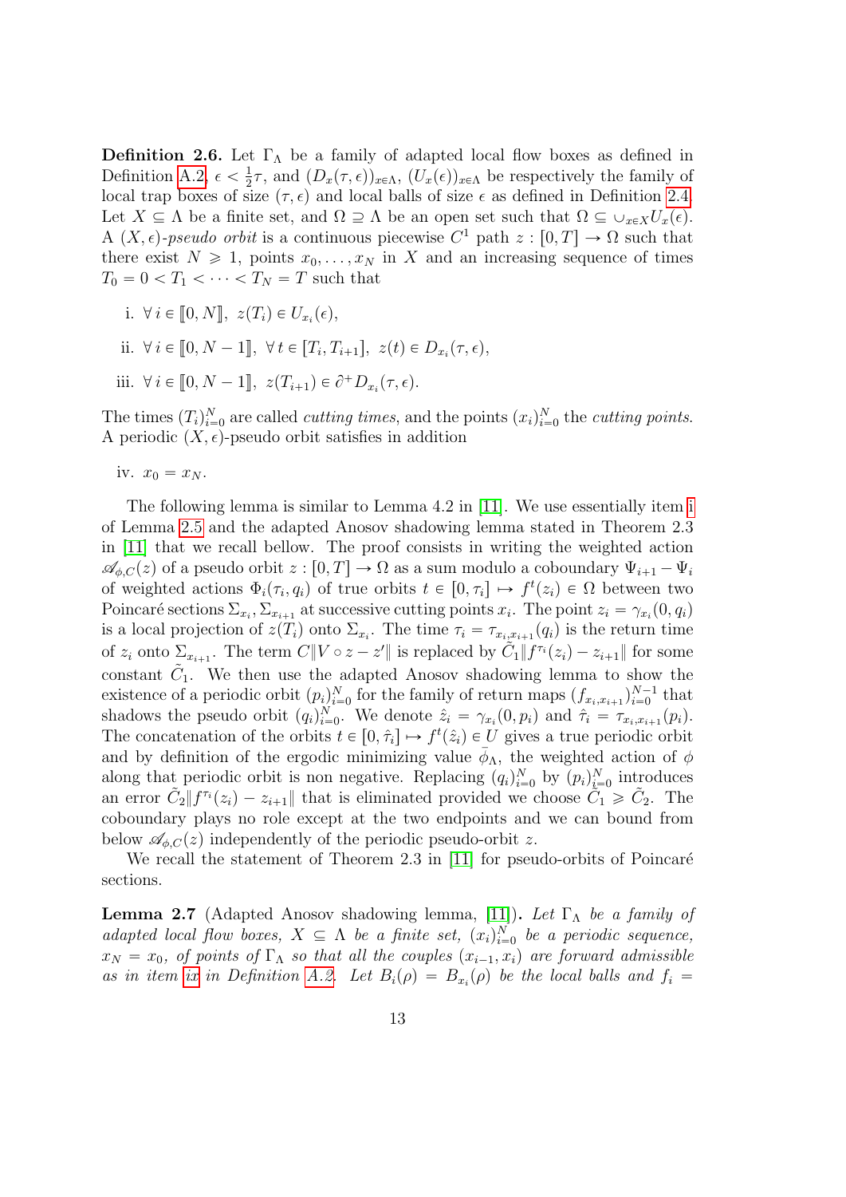**Definition 2.6.** Let $\Gamma_\Lambda$ be a family of adapted local flow boxes as defined in Definition A.2, $\epsilon < \frac{1}{2}\tau$, and $(D_x(\tau,\epsilon))_{x\in\Lambda}$, $(U_x(\epsilon))_{x\in\Lambda}$ be respectively the family of local trap boxes of size $(\tau,\epsilon)$ and local balls of size $\epsilon$ as defined in Definition 2.4. Let $X \subseteq \Lambda$ be a finite set, and $\Omega \supseteq \Lambda$ be an open set such that $\Omega \subseteq \cup_{x\in X} U_x(\epsilon)$. A $(X,\epsilon)$-*pseudo orbit* is a continuous piecewise $C^1$ path $z : [0,T] \to \Omega$ such that there exist $N \geqslant 1$, points $x_0, \ldots, x_N$ in $X$ and an increasing sequence of times $T_0 = 0 < T_1 < \cdots < T_N = T$ such that

i. $\forall\, i \in [\![0,N]\!],\ z(T_i) \in U_{x_i}(\epsilon)$,

ii. $\forall\, i \in [\![0,N-1]\!],\ \forall\, t \in [T_i, T_{i+1}],\ z(t) \in D_{x_i}(\tau,\epsilon)$,

iii. $\forall\, i \in [\![0,N-1]\!],\ z(T_{i+1}) \in \partial^+ D_{x_i}(\tau,\epsilon)$.

The times $(T_i)_{i=0}^N$ are called *cutting times*, and the points $(x_i)_{i=0}^N$ the *cutting points*. A periodic $(X,\epsilon)$-pseudo orbit satisfies in addition

iv. $x_0 = x_N$.

The following lemma is similar to Lemma 4.2 in [11]. We use essentially item i of Lemma 2.5 and the adapted Anosov shadowing lemma stated in Theorem 2.3 in [11] that we recall bellow. The proof consists in writing the weighted action $\mathscr{A}_{\phi,C}(z)$ of a pseudo orbit $z : [0,T] \to \Omega$ as a sum modulo a coboundary $\Psi_{i+1} - \Psi_i$ of weighted actions $\Phi_i(\tau_i, q_i)$ of true orbits $t \in [0,\tau_i] \mapsto f^t(z_i) \in \Omega$ between two Poincaré sections $\Sigma_{x_i}, \Sigma_{x_{i+1}}$ at successive cutting points $x_i$. The point $z_i = \gamma_{x_i}(0,q_i)$ is a local projection of $z(T_i)$ onto $\Sigma_{x_i}$. The time $\tau_i = \tau_{x_i,x_{i+1}}(q_i)$ is the return time of $z_i$ onto $\Sigma_{x_{i+1}}$. The term $C\|V \circ z - z'\|$ is replaced by $\tilde{C}_1 \|f^{\tau_i}(z_i) - z_{i+1}\|$ for some constant $\tilde{C}_1$. We then use the adapted Anosov shadowing lemma to show the existence of a periodic orbit $(p_i)_{i=0}^N$ for the family of return maps $(f_{x_i,x_{i+1}})_{i=0}^{N-1}$ that shadows the pseudo orbit $(q_i)_{i=0}^N$. We denote $\hat{z}_i = \gamma_{x_i}(0,p_i)$ and $\hat{\tau}_i = \tau_{x_i,x_{i+1}}(p_i)$. The concatenation of the orbits $t \in [0,\hat{\tau}_i] \mapsto f^t(\hat{z}_i) \in U$ gives a true periodic orbit and by definition of the ergodic minimizing value $\bar{\phi}_\Lambda$, the weighted action of $\phi$ along that periodic orbit is non negative. Replacing $(q_i)_{i=0}^N$ by $(p_i)_{i=0}^N$ introduces an error $\tilde{C}_2 \|f^{\tau_i}(z_i) - z_{i+1}\|$ that is eliminated provided we choose $\tilde{C}_1 \geqslant \tilde{C}_2$. The coboundary plays no role except at the two endpoints and we can bound from below $\mathscr{A}_{\phi,C}(z)$ independently of the periodic pseudo-orbit $z$.

We recall the statement of Theorem 2.3 in [11] for pseudo-orbits of Poincaré sections.

**Lemma 2.7** (Adapted Anosov shadowing lemma, [11])**.** *Let $\Gamma_\Lambda$ be a family of adapted local flow boxes, $X \subseteq \Lambda$ be a finite set, $(x_i)_{i=0}^N$ be a periodic sequence, $x_N = x_0$, of points of $\Gamma_\Lambda$ so that all the couples $(x_{i-1}, x_i)$ are forward admissible as in item ix in Definition A.2. Let $B_i(\rho) = B_{x_i}(\rho)$ be the local balls and $f_i =$*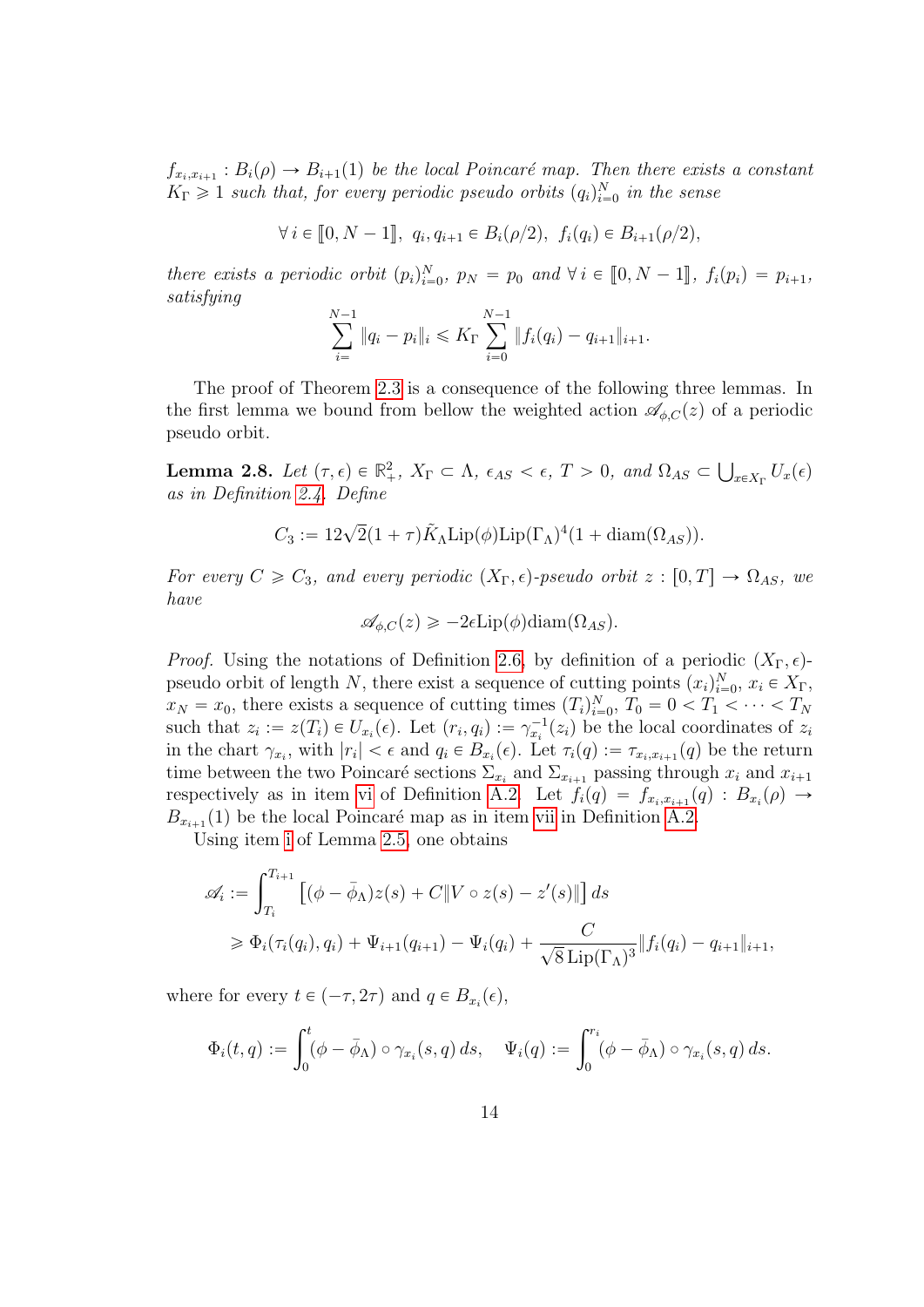*$f_{x_i,x_{i+1}} : B_i(\rho) \to B_{i+1}(1)$ be the local Poincaré map. Then there exists a constant $K_\Gamma \geqslant 1$ such that, for every periodic pseudo orbits $(q_i)_{i=0}^N$ in the sense*

$$\forall\, i \in [\![0, N-1]\!],\ q_i, q_{i+1} \in B_i(\rho/2),\ f_i(q_i) \in B_{i+1}(\rho/2),$$

*there exists a periodic orbit $(p_i)_{i=0}^N$, $p_N = p_0$ and $\forall\, i \in [\![0, N-1]\!]$, $f_i(p_i) = p_{i+1}$, satisfying*

$$\sum_{i=}^{N-1} \|q_i - p_i\|_i \leqslant K_\Gamma \sum_{i=0}^{N-1} \|f_i(q_i) - q_{i+1}\|_{i+1}.$$

The proof of Theorem 2.3 is a consequence of the following three lemmas. In the first lemma we bound from bellow the weighted action $\mathscr{A}_{\phi,C}(z)$ of a periodic pseudo orbit.

**Lemma 2.8.** *Let $(\tau, \epsilon) \in \mathbb{R}^2_+$, $X_\Gamma \subset \Lambda$, $\epsilon_{AS} < \epsilon$, $T > 0$, and $\Omega_{AS} \subset \bigcup_{x \in X_\Gamma} U_x(\epsilon)$ as in Definition 2.4. Define*

$$C_3 := 12\sqrt{2}(1+\tau)\tilde{K}_\Lambda \mathrm{Lip}(\phi)\mathrm{Lip}(\Gamma_\Lambda)^4(1 + \mathrm{diam}(\Omega_{AS})).$$

*For every $C \geqslant C_3$, and every periodic $(X_\Gamma, \epsilon)$-pseudo orbit $z : [0, T] \to \Omega_{AS}$, we have*

$$\mathscr{A}_{\phi,C}(z) \geqslant -2\epsilon \mathrm{Lip}(\phi)\mathrm{diam}(\Omega_{AS}).$$

*Proof.* Using the notations of Definition 2.6, by definition of a periodic $(X_\Gamma, \epsilon)$-pseudo orbit of length $N$, there exist a sequence of cutting points $(x_i)_{i=0}^N$, $x_i \in X_\Gamma$, $x_N = x_0$, there exists a sequence of cutting times $(T_i)_{i=0}^N$, $T_0 = 0 < T_1 < \cdots < T_N$ such that $z_i := z(T_i) \in U_{x_i}(\epsilon)$. Let $(r_i, q_i) := \gamma_{x_i}^{-1}(z_i)$ be the local coordinates of $z_i$ in the chart $\gamma_{x_i}$, with $|r_i| < \epsilon$ and $q_i \in B_{x_i}(\epsilon)$. Let $\tau_i(q) := \tau_{x_i,x_{i+1}}(q)$ be the return time between the two Poincaré sections $\Sigma_{x_i}$ and $\Sigma_{x_{i+1}}$ passing through $x_i$ and $x_{i+1}$ respectively as in item vi of Definition A.2. Let $f_i(q) = f_{x_i,x_{i+1}}(q) : B_{x_i}(\rho) \to B_{x_{i+1}}(1)$ be the local Poincaré map as in item vii in Definition A.2.

Using item i of Lemma 2.5, one obtains

$$\begin{aligned}
\mathscr{A}_i &:= \int_{T_i}^{T_{i+1}} \left[ (\phi - \bar{\phi}_\Lambda) z(s) + C\|V \circ z(s) - z'(s)\| \right] ds \\
&\geqslant \Phi_i(\tau_i(q_i), q_i) + \Psi_{i+1}(q_{i+1}) - \Psi_i(q_i) + \frac{C}{\sqrt{8}\,\mathrm{Lip}(\Gamma_\Lambda)^3} \|f_i(q_i) - q_{i+1}\|_{i+1},
\end{aligned}$$

where for every $t \in (-\tau, 2\tau)$ and $q \in B_{x_i}(\epsilon)$,

$$\Phi_i(t, q) := \int_0^t (\phi - \bar{\phi}_\Lambda) \circ \gamma_{x_i}(s, q)\, ds, \quad \Psi_i(q) := \int_0^{r_i} (\phi - \bar{\phi}_\Lambda) \circ \gamma_{x_i}(s, q)\, ds.$$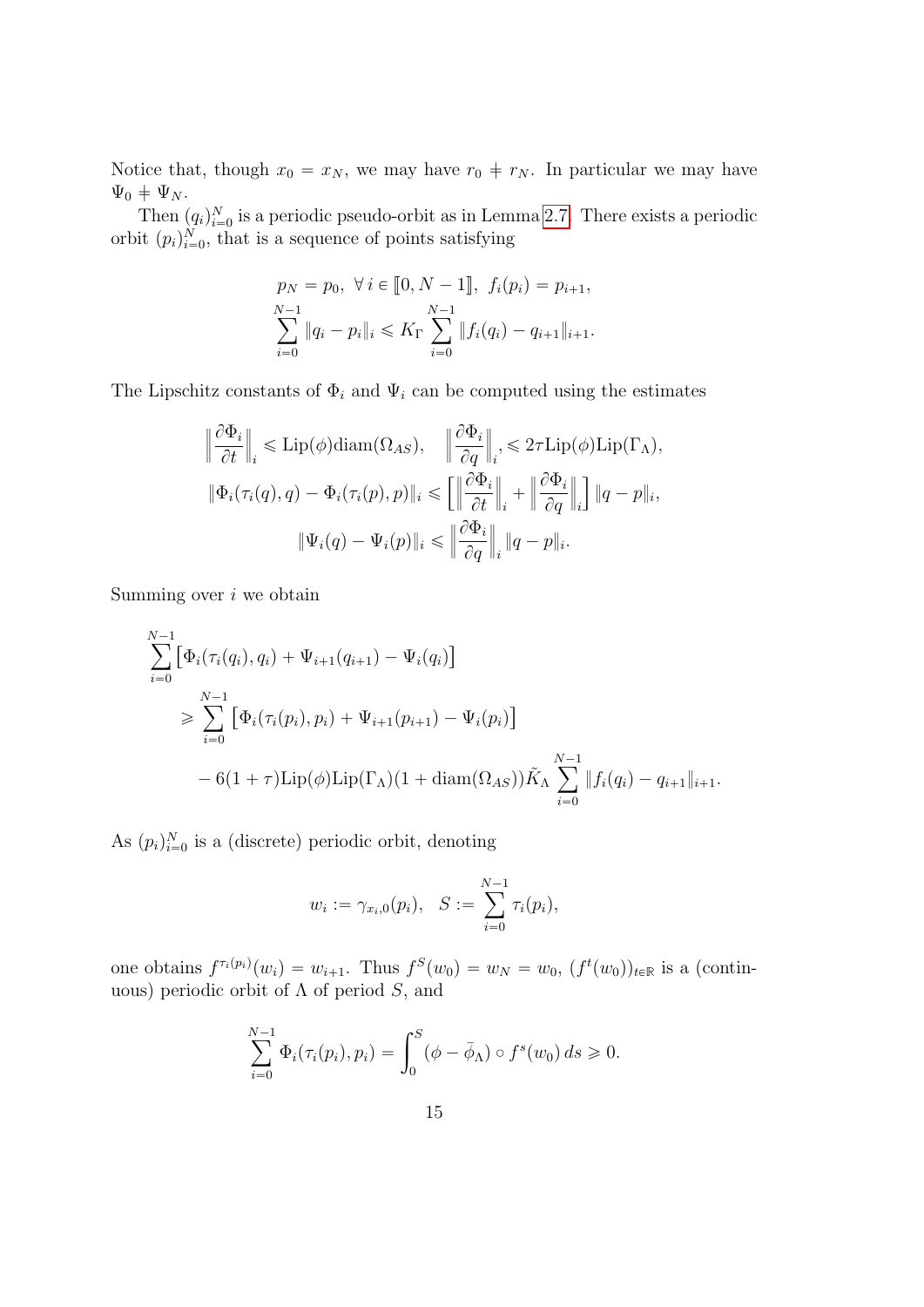Notice that, though $x_0 = x_N$, we may have $r_0 \neq r_N$. In particular we may have $\Psi_0 \neq \Psi_N$.

Then $(q_i)_{i=0}^N$ is a periodic pseudo-orbit as in Lemma 2.7. There exists a periodic orbit $(p_i)_{i=0}^N$, that is a sequence of points satisfying

$$
\begin{gathered}
p_N = p_0, \ \forall\, i \in [\![0, N-1]\!], \ f_i(p_i) = p_{i+1}, \\
\sum_{i=0}^{N-1} \|q_i - p_i\|_i \leqslant K_\Gamma \sum_{i=0}^{N-1} \|f_i(q_i) - q_{i+1}\|_{i+1}.
\end{gathered}
$$

The Lipschitz constants of $\Phi_i$ and $\Psi_i$ can be computed using the estimates

$$
\begin{gathered}
\Big\| \frac{\partial \Phi_i}{\partial t} \Big\|_i \leqslant \mathrm{Lip}(\phi) \mathrm{diam}(\Omega_{AS}), \quad \Big\| \frac{\partial \Phi_i}{\partial q} \Big\|_i, \leqslant 2\tau \mathrm{Lip}(\phi) \mathrm{Lip}(\Gamma_\Lambda), \\
\|\Phi_i(\tau_i(q), q) - \Phi_i(\tau_i(p), p)\|_i \leqslant \Big[ \Big\| \frac{\partial \Phi_i}{\partial t} \Big\|_i + \Big\| \frac{\partial \Phi_i}{\partial q} \Big\|_i \Big] \|q - p\|_i, \\
\|\Psi_i(q) - \Psi_i(p)\|_i \leqslant \Big\| \frac{\partial \Phi_i}{\partial q} \Big\|_i \|q - p\|_i.
\end{gathered}
$$

Summing over $i$ we obtain

$$
\begin{aligned}
&\sum_{i=0}^{N-1} \big[ \Phi_i(\tau_i(q_i), q_i) + \Psi_{i+1}(q_{i+1}) - \Psi_i(q_i) \big] \\
&\quad \geqslant \sum_{i=0}^{N-1} \big[ \Phi_i(\tau_i(p_i), p_i) + \Psi_{i+1}(p_{i+1}) - \Psi_i(p_i) \big] \\
&\quad\quad - 6(1+\tau) \mathrm{Lip}(\phi) \mathrm{Lip}(\Gamma_\Lambda)(1 + \mathrm{diam}(\Omega_{AS})) \tilde{K}_\Lambda \sum_{i=0}^{N-1} \|f_i(q_i) - q_{i+1}\|_{i+1}.
\end{aligned}
$$

As $(p_i)_{i=0}^N$ is a (discrete) periodic orbit, denoting

$$
w_i := \gamma_{x_i,0}(p_i), \quad S := \sum_{i=0}^{N-1} \tau_i(p_i),
$$

one obtains $f^{\tau_i(p_i)}(w_i) = w_{i+1}$. Thus $f^S(w_0) = w_N = w_0$, $(f^t(w_0))_{t \in \mathbb{R}}$ is a (continuous) periodic orbit of $\Lambda$ of period $S$, and

$$
\sum_{i=0}^{N-1} \Phi_i(\tau_i(p_i), p_i) = \int_0^S (\phi - \bar{\phi}_\Lambda) \circ f^s(w_0) \, ds \geqslant 0.
$$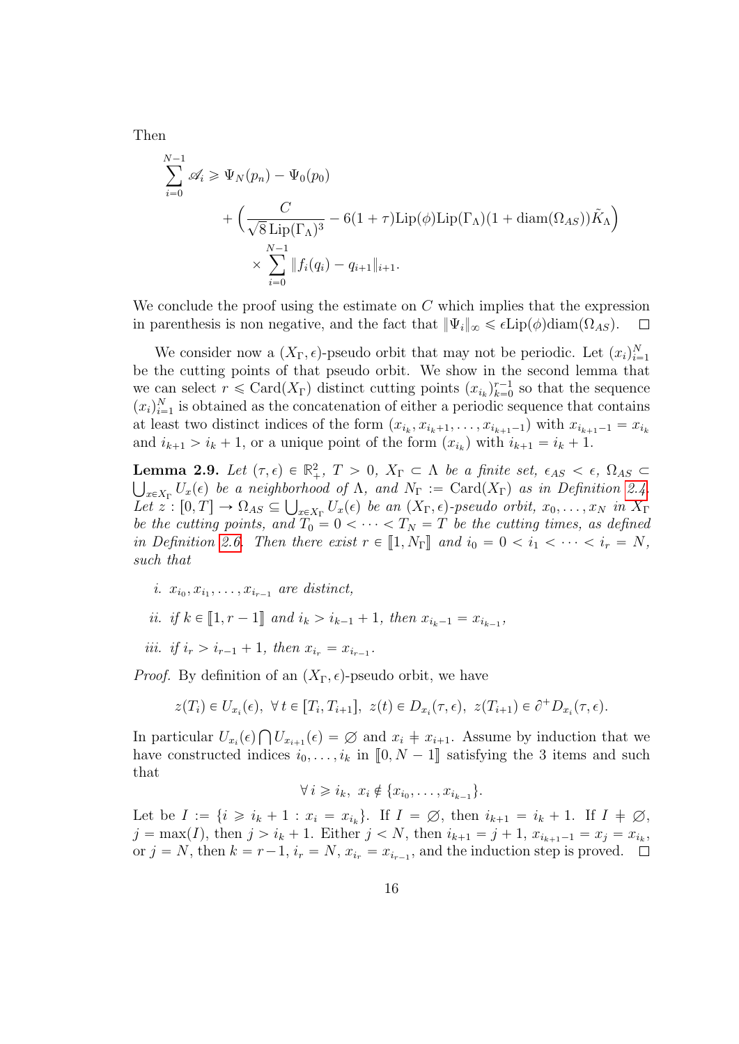Then

$$
\begin{aligned}
\sum_{i=0}^{N-1} \mathscr{A}_i \geqslant \Psi_N(p_n) - \Psi_0(p_0) \\
&+ \Big( \frac{C}{\sqrt{8}\,\mathrm{Lip}(\Gamma_\Lambda)^3} - 6(1+\tau)\mathrm{Lip}(\phi)\mathrm{Lip}(\Gamma_\Lambda)(1+\mathrm{diam}(\Omega_{AS}))\tilde{K}_\Lambda \Big) \\
&\times \sum_{i=0}^{N-1} \|f_i(q_i) - q_{i+1}\|_{i+1}.
\end{aligned}
$$

We conclude the proof using the estimate on $C$ which implies that the expression in parenthesis is non negative, and the fact that $\|\Psi_i\|_\infty \leqslant \epsilon \mathrm{Lip}(\phi)\mathrm{diam}(\Omega_{AS})$. $\square$

We consider now a $(X_\Gamma, \epsilon)$-pseudo orbit that may not be periodic. Let $(x_i)_{i=1}^N$ be the cutting points of that pseudo orbit. We show in the second lemma that we can select $r \leqslant \mathrm{Card}(X_\Gamma)$ distinct cutting points $(x_{i_k})_{k=0}^{r-1}$ so that the sequence $(x_i)_{i=1}^N$ is obtained as the concatenation of either a periodic sequence that contains at least two distinct indices of the form $(x_{i_k}, x_{i_k+1}, \ldots, x_{i_{k+1}-1})$ with $x_{i_{k+1}-1} = x_{i_k}$ and $i_{k+1} > i_k + 1$, or a unique point of the form $(x_{i_k})$ with $i_{k+1} = i_k + 1$.

**Lemma 2.9.** *Let $(\tau, \epsilon) \in \mathbb{R}_+^2$, $T > 0$, $X_\Gamma \subset \Lambda$ be a finite set, $\epsilon_{AS} < \epsilon$, $\Omega_{AS} \subset \bigcup_{x \in X_\Gamma} U_x(\epsilon)$ be a neighborhood of $\Lambda$, and $N_\Gamma := \mathrm{Card}(X_\Gamma)$ as in Definition 2.4. Let $z : [0, T] \to \Omega_{AS} \subseteq \bigcup_{x \in X_\Gamma} U_x(\epsilon)$ be an $(X_\Gamma, \epsilon)$-pseudo orbit, $x_0, \ldots, x_N$ in $X_\Gamma$ be the cutting points, and $T_0 = 0 < \cdots < T_N = T$ be the cutting times, as defined in Definition 2.6. Then there exist $r \in [\![1, N_\Gamma]\!]$ and $i_0 = 0 < i_1 < \cdots < i_r = N$, such that*

*i. $x_{i_0}, x_{i_1}, \ldots, x_{i_{r-1}}$ are distinct,*

*ii. if $k \in [\![1, r-1]\!]$ and $i_k > i_{k-1} + 1$, then $x_{i_k - 1} = x_{i_{k-1}}$,*

*iii. if $i_r > i_{r-1} + 1$, then $x_{i_r} = x_{i_{r-1}}$.*

*Proof.* By definition of an $(X_\Gamma, \epsilon)$-pseudo orbit, we have

$$
z(T_i) \in U_{x_i}(\epsilon),\ \forall\, t \in [T_i, T_{i+1}],\ z(t) \in D_{x_i}(\tau, \epsilon),\ z(T_{i+1}) \in \partial^+ D_{x_i}(\tau, \epsilon).
$$

In particular $U_{x_i}(\epsilon) \bigcap U_{x_{i+1}}(\epsilon) = \varnothing$ and $x_i \neq x_{i+1}$. Assume by induction that we have constructed indices $i_0, \ldots, i_k$ in $[\![0, N-1]\!]$ satisfying the 3 items and such that

$$
\forall\, i \geqslant i_k,\ x_i \notin \{x_{i_0}, \ldots, x_{i_{k-1}}\}.
$$

Let be $I := \{i \geqslant i_k + 1 : x_i = x_{i_k}\}$. If $I = \varnothing$, then $i_{k+1} = i_k + 1$. If $I \neq \varnothing$, $j = \max(I)$, then $j > i_k + 1$. Either $j < N$, then $i_{k+1} = j + 1$, $x_{i_{k+1}-1} = x_j = x_{i_k}$, or $j = N$, then $k = r - 1$, $i_r = N$, $x_{i_r} = x_{i_{r-1}}$, and the induction step is proved. $\square$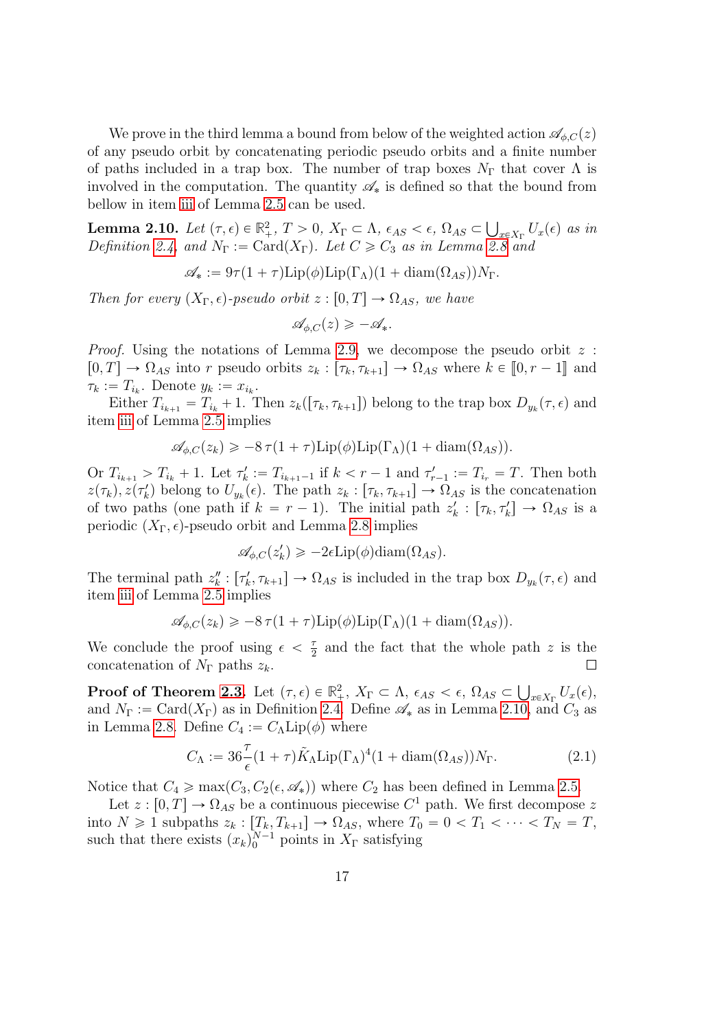We prove in the third lemma a bound from below of the weighted action $\mathscr{A}_{\phi,C}(z)$ of any pseudo orbit by concatenating periodic pseudo orbits and a finite number of paths included in a trap box. The number of trap boxes $N_\Gamma$ that cover $\Lambda$ is involved in the computation. The quantity $\mathscr{A}_*$ is defined so that the bound from bellow in item iii of Lemma 2.5 can be used.

**Lemma 2.10.** *Let $(\tau,\epsilon) \in \mathbb{R}^2_+$, $T > 0$, $X_\Gamma \subset \Lambda$, $\epsilon_{AS} < \epsilon$, $\Omega_{AS} \subset \bigcup_{x\in X_\Gamma} U_x(\epsilon)$ as in Definition 2.4, and $N_\Gamma := \mathrm{Card}(X_\Gamma)$. Let $C \geqslant C_3$ as in Lemma 2.8 and*

$$\mathscr{A}_* := 9\tau(1+\tau)\mathrm{Lip}(\phi)\mathrm{Lip}(\Gamma_\Lambda)(1+\mathrm{diam}(\Omega_{AS}))N_\Gamma.$$

*Then for every $(X_\Gamma,\epsilon)$-pseudo orbit $z : [0,T] \to \Omega_{AS}$, we have*

$$\mathscr{A}_{\phi,C}(z) \geqslant -\mathscr{A}_*.$$

*Proof.* Using the notations of Lemma 2.9, we decompose the pseudo orbit $z : [0,T] \to \Omega_{AS}$ into $r$ pseudo orbits $z_k : [\tau_k, \tau_{k+1}] \to \Omega_{AS}$ where $k \in [\![0, r-1]\!]$ and $\tau_k := T_{i_k}$. Denote $y_k := x_{i_k}$.

Either $T_{i_{k+1}} = T_{i_k} + 1$. Then $z_k([\tau_k,\tau_{k+1}])$ belong to the trap box $D_{y_k}(\tau,\epsilon)$ and item iii of Lemma 2.5 implies

$$\mathscr{A}_{\phi,C}(z_k) \geqslant -8\,\tau(1+\tau)\mathrm{Lip}(\phi)\mathrm{Lip}(\Gamma_\Lambda)(1+\mathrm{diam}(\Omega_{AS})).$$

Or $T_{i_{k+1}} > T_{i_k} + 1$. Let $\tau'_k := T_{i_{k+1}-1}$ if $k < r-1$ and $\tau'_{r-1} := T_{i_r} = T$. Then both $z(\tau_k), z(\tau'_k)$ belong to $U_{y_k}(\epsilon)$. The path $z_k : [\tau_k, \tau_{k+1}] \to \Omega_{AS}$ is the concatenation of two paths (one path if $k = r-1$). The initial path $z'_k : [\tau_k, \tau'_k] \to \Omega_{AS}$ is a periodic $(X_\Gamma,\epsilon)$-pseudo orbit and Lemma 2.8 implies

$$\mathscr{A}_{\phi,C}(z'_k) \geqslant -2\epsilon\mathrm{Lip}(\phi)\mathrm{diam}(\Omega_{AS}).$$

The terminal path $z''_k : [\tau'_k, \tau_{k+1}] \to \Omega_{AS}$ is included in the trap box $D_{y_k}(\tau,\epsilon)$ and item iii of Lemma 2.5 implies

$$\mathscr{A}_{\phi,C}(z_k) \geqslant -8\,\tau(1+\tau)\mathrm{Lip}(\phi)\mathrm{Lip}(\Gamma_\Lambda)(1+\mathrm{diam}(\Omega_{AS})).$$

We conclude the proof using $\epsilon < \frac{\tau}{2}$ and the fact that the whole path $z$ is the concatenation of $N_\Gamma$ paths $z_k$. □

**Proof of Theorem 2.3.** Let $(\tau,\epsilon) \in \mathbb{R}^2_+$, $X_\Gamma \subset \Lambda$, $\epsilon_{AS} < \epsilon$, $\Omega_{AS} \subset \bigcup_{x\in X_\Gamma} U_x(\epsilon)$, and $N_\Gamma := \mathrm{Card}(X_\Gamma)$ as in Definition 2.4. Define $\mathscr{A}_*$ as in Lemma 2.10, and $C_3$ as in Lemma 2.8. Define $C_4 := C_\Lambda \mathrm{Lip}(\phi)$ where

$$C_\Lambda := 36\frac{\tau}{\epsilon}(1+\tau)\tilde{K}_\Lambda \mathrm{Lip}(\Gamma_\Lambda)^4(1+\mathrm{diam}(\Omega_{AS}))N_\Gamma. \tag{2.1}$$

Notice that $C_4 \geqslant \max(C_3, C_2(\epsilon,\mathscr{A}_*))$ where $C_2$ has been defined in Lemma 2.5.

Let $z : [0,T] \to \Omega_{AS}$ be a continuous piecewise $C^1$ path. We first decompose $z$ into $N \geqslant 1$ subpaths $z_k : [T_k, T_{k+1}] \to \Omega_{AS}$, where $T_0 = 0 < T_1 < \cdots < T_N = T$, such that there exists $(x_k)_0^{N-1}$ points in $X_\Gamma$ satisfying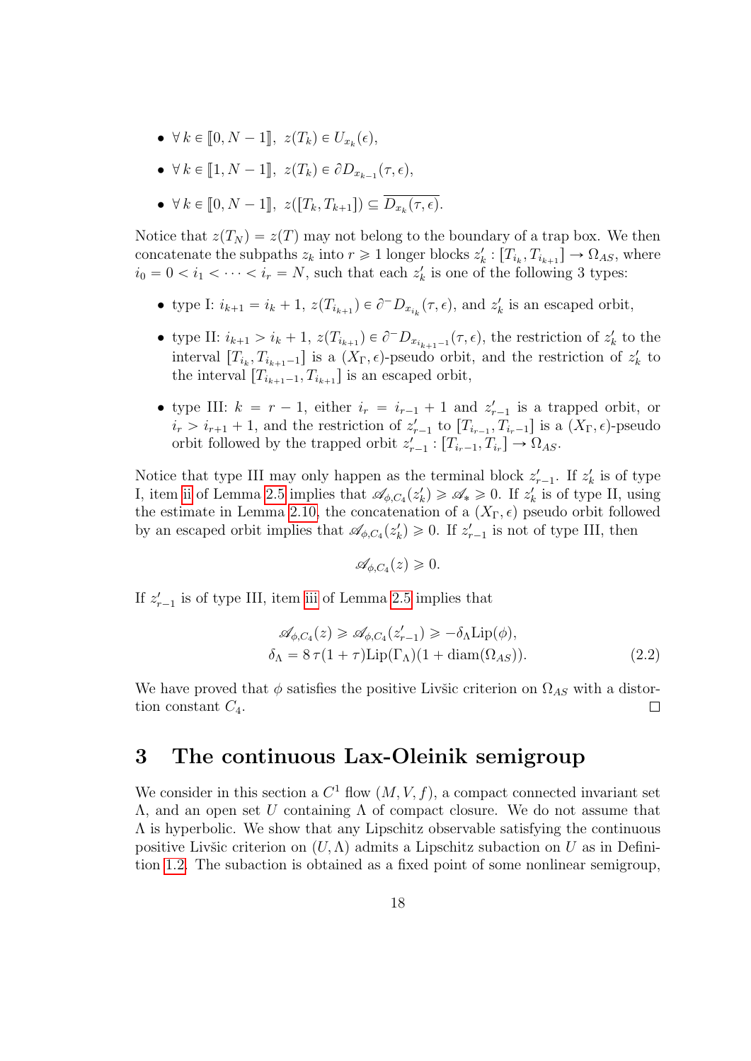- $\forall\, k \in [\![0, N-1]\!],\ z(T_k) \in U_{x_k}(\epsilon)$,
- $\forall\, k \in [\![1, N-1]\!],\ z(T_k) \in \partial D_{x_{k-1}}(\tau, \epsilon)$,
- $\forall\, k \in [\![0, N-1]\!],\ z([T_k, T_{k+1}]) \subseteq \overline{D_{x_k}(\tau, \epsilon)}$.

Notice that $z(T_N) = z(T)$ may not belong to the boundary of a trap box. We then concatenate the subpaths $z_k$ into $r \geqslant 1$ longer blocks $z'_k : [T_{i_k}, T_{i_{k+1}}] \to \Omega_{AS}$, where $i_0 = 0 < i_1 < \cdots < i_r = N$, such that each $z'_k$ is one of the following 3 types:

- type I: $i_{k+1} = i_k + 1$, $z(T_{i_{k+1}}) \in \partial^- D_{x_{i_k}}(\tau, \epsilon)$, and $z'_k$ is an escaped orbit,
- type II: $i_{k+1} > i_k + 1$, $z(T_{i_{k+1}}) \in \partial^- D_{x_{i_{k+1}-1}}(\tau, \epsilon)$, the restriction of $z'_k$ to the interval $[T_{i_k}, T_{i_{k+1}-1}]$ is a $(X_\Gamma, \epsilon)$-pseudo orbit, and the restriction of $z'_k$ to the interval $[T_{i_{k+1}-1}, T_{i_{k+1}}]$ is an escaped orbit,
- type III: $k = r-1$, either $i_r = i_{r-1} + 1$ and $z'_{r-1}$ is a trapped orbit, or $i_r > i_{r+1} + 1$, and the restriction of $z'_{r-1}$ to $[T_{i_{r-1}}, T_{i_r - 1}]$ is a $(X_\Gamma, \epsilon)$-pseudo orbit followed by the trapped orbit $z'_{r-1} : [T_{i_r - 1}, T_{i_r}] \to \Omega_{AS}$.

Notice that type III may only happen as the terminal block $z'_{r-1}$. If $z'_k$ is of type I, item ii of Lemma 2.5 implies that $\mathscr{A}_{\phi, C_4}(z'_k) \geqslant \mathscr{A}_* \geqslant 0$. If $z'_k$ is of type II, using the estimate in Lemma 2.10, the concatenation of a $(X_\Gamma, \epsilon)$ pseudo orbit followed by an escaped orbit implies that $\mathscr{A}_{\phi, C_4}(z'_k) \geqslant 0$. If $z'_{r-1}$ is not of type III, then

$$\mathscr{A}_{\phi, C_4}(z) \geqslant 0.$$

If $z'_{r-1}$ is of type III, item iii of Lemma 2.5 implies that

$$\begin{aligned} &\mathscr{A}_{\phi, C_4}(z) \geqslant \mathscr{A}_{\phi, C_4}(z'_{r-1}) \geqslant -\delta_\Lambda \mathrm{Lip}(\phi), \\ &\delta_\Lambda = 8\,\tau(1+\tau)\mathrm{Lip}(\Gamma_\Lambda)(1 + \mathrm{diam}(\Omega_{AS})). \end{aligned} \tag{2.2}$$

We have proved that $\phi$ satisfies the positive Livšic criterion on $\Omega_{AS}$ with a distortion constant $C_4$. □

# 3 The continuous Lax-Oleinik semigroup

We consider in this section a $C^1$ flow $(M, V, f)$, a compact connected invariant set $\Lambda$, and an open set $U$ containing $\Lambda$ of compact closure. We do not assume that $\Lambda$ is hyperbolic. We show that any Lipschitz observable satisfying the continuous positive Livšic criterion on $(U, \Lambda)$ admits a Lipschitz subaction on $U$ as in Definition 1.2. The subaction is obtained as a fixed point of some nonlinear semigroup,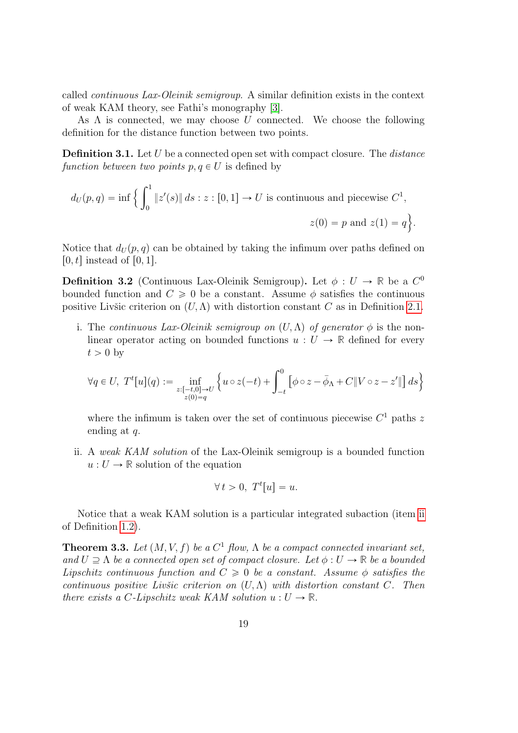called *continuous Lax-Oleinik semigroup*. A similar definition exists in the context of weak KAM theory, see Fathi's monography [3].

As $\Lambda$ is connected, we may choose $U$ connected. We choose the following definition for the distance function between two points.

**Definition 3.1.** Let $U$ be a connected open set with compact closure. The *distance function between two points* $p, q \in U$ is defined by

$$d_U(p,q) = \inf \Big\{ \int_0^1 \|z'(s)\| \, ds : z : [0,1] \to U \text{ is continuous and piecewise } C^1, \\ z(0) = p \text{ and } z(1) = q \Big\}.$$

Notice that $d_U(p,q)$ can be obtained by taking the infimum over paths defined on $[0,t]$ instead of $[0,1]$.

**Definition 3.2** (Continuous Lax-Oleinik Semigroup)**.** Let $\phi : U \to \mathbb{R}$ be a $C^0$ bounded function and $C \geqslant 0$ be a constant. Assume $\phi$ satisfies the continuous positive Livšic criterion on $(U, \Lambda)$ with distortion constant $C$ as in Definition 2.1.

i. The *continuous Lax-Oleinik semigroup on* $(U,\Lambda)$ *of generator* $\phi$ is the non-linear operator acting on bounded functions $u : U \to \mathbb{R}$ defined for every $t > 0$ by

$$\forall q \in U, \ T^t[u](q) := \inf_{\substack{z:[-t,0]\to U \\ z(0)=q}} \Big\{ u \circ z(-t) + \int_{-t}^0 \big[ \phi \circ z - \bar\phi_\Lambda + C \|V \circ z - z'\| \big] \, ds \Big\}$$

where the infimum is taken over the set of continuous piecewise $C^1$ paths $z$ ending at $q$.

ii. A *weak KAM solution* of the Lax-Oleinik semigroup is a bounded function $u : U \to \mathbb{R}$ solution of the equation

$$\forall \, t > 0, \ T^t[u] = u.$$

Notice that a weak KAM solution is a particular integrated subaction (item ii of Definition 1.2).

**Theorem 3.3.** *Let $(M, V, f)$ be a $C^1$ flow, $\Lambda$ be a compact connected invariant set, and $U \supseteq \Lambda$ be a connected open set of compact closure. Let $\phi : U \to \mathbb{R}$ be a bounded Lipschitz continuous function and $C \geqslant 0$ be a constant. Assume $\phi$ satisfies the continuous positive Livšic criterion on $(U, \Lambda)$ with distortion constant $C$. Then there exists a $C$-Lipschitz weak KAM solution $u : U \to \mathbb{R}$.*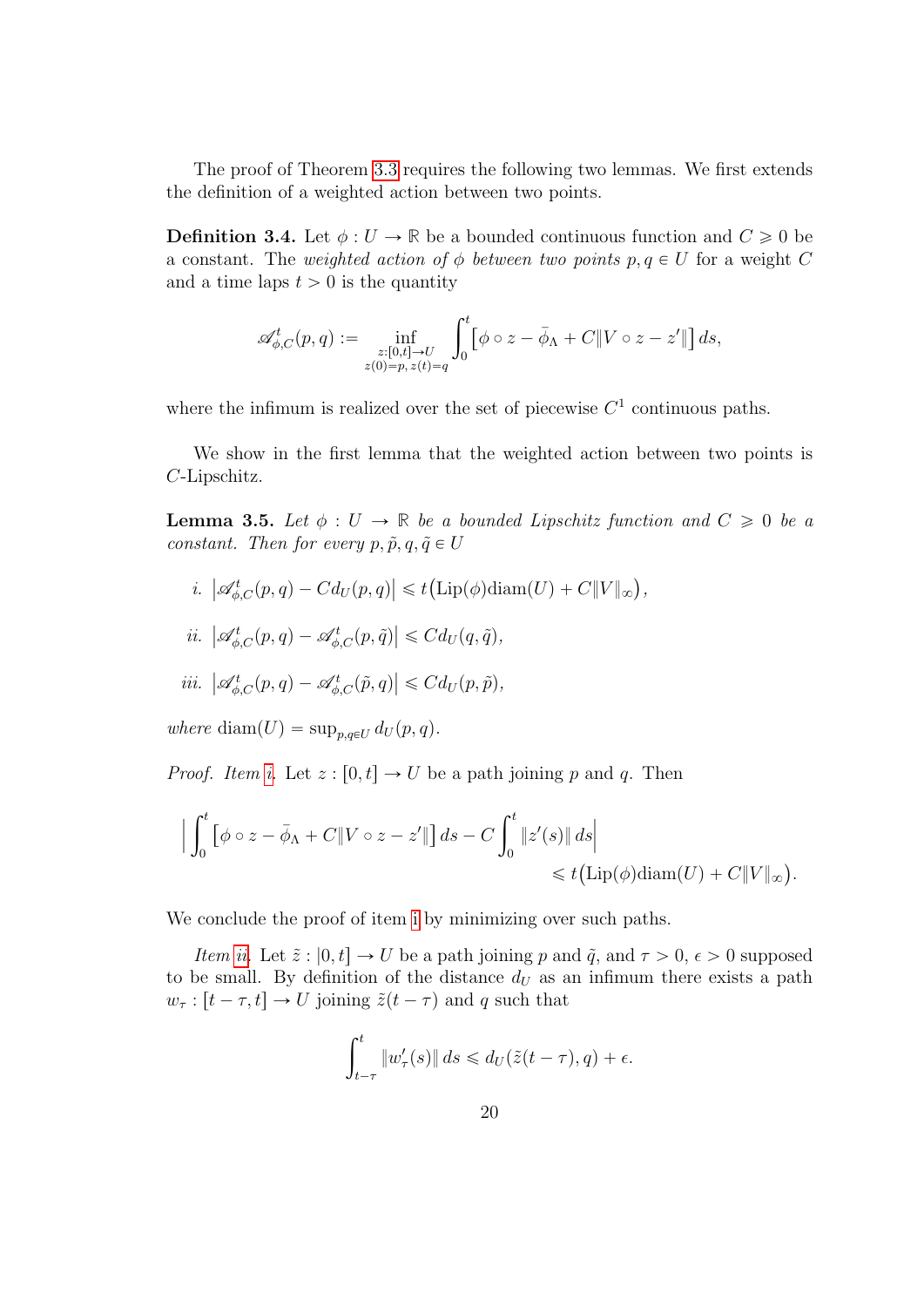The proof of Theorem 3.3 requires the following two lemmas. We first extends the definition of a weighted action between two points.

**Definition 3.4.** Let $\phi : U \to \mathbb{R}$ be a bounded continuous function and $C \geqslant 0$ be a constant. The *weighted action of* $\phi$ *between two points* $p, q \in U$ for a weight $C$ and a time laps $t > 0$ is the quantity

$$\mathscr{A}^t_{\phi,C}(p,q) := \inf_{\substack{z:[0,t]\to U \\ z(0)=p,\, z(t)=q}} \int_0^t \big[\phi \circ z - \bar\phi_\Lambda + C\|V \circ z - z'\|\big]\, ds,$$

where the infimum is realized over the set of piecewise $C^1$ continuous paths.

We show in the first lemma that the weighted action between two points is $C$-Lipschitz.

**Lemma 3.5.** *Let* $\phi : U \to \mathbb{R}$ *be a bounded Lipschitz function and* $C \geqslant 0$ *be a constant. Then for every* $p, \tilde p, q, \tilde q \in U$

*i.* $\big|\mathscr{A}^t_{\phi,C}(p,q) - C d_U(p,q)\big| \leqslant t\big(\mathrm{Lip}(\phi)\mathrm{diam}(U) + C\|V\|_\infty\big)$,

*ii.* $\big|\mathscr{A}^t_{\phi,C}(p,q) - \mathscr{A}^t_{\phi,C}(p,\tilde q)\big| \leqslant C d_U(q,\tilde q)$,

*iii.* $\big|\mathscr{A}^t_{\phi,C}(p,q) - \mathscr{A}^t_{\phi,C}(\tilde p,q)\big| \leqslant C d_U(p,\tilde p)$,

*where* $\mathrm{diam}(U) = \sup_{p,q\in U} d_U(p,q)$.

*Proof. Item i.* Let $z : [0,t] \to U$ be a path joining $p$ and $q$. Then

$$\Big| \int_0^t \big[\phi \circ z - \bar\phi_\Lambda + C\|V \circ z - z'\|\big]\, ds - C\int_0^t \|z'(s)\|\, ds\Big| \\ \leqslant t\big(\mathrm{Lip}(\phi)\mathrm{diam}(U) + C\|V\|_\infty\big).$$

We conclude the proof of item i by minimizing over such paths.

*Item ii.* Let $\tilde z : [0,t] \to U$ be a path joining $p$ and $\tilde q$, and $\tau > 0$, $\epsilon > 0$ supposed to be small. By definition of the distance $d_U$ as an infimum there exists a path $w_\tau : [t-\tau, t] \to U$ joining $\tilde z(t-\tau)$ and $q$ such that

$$\int_{t-\tau}^t \|w'_\tau(s)\|\, ds \leqslant d_U(\tilde z(t-\tau), q) + \epsilon.$$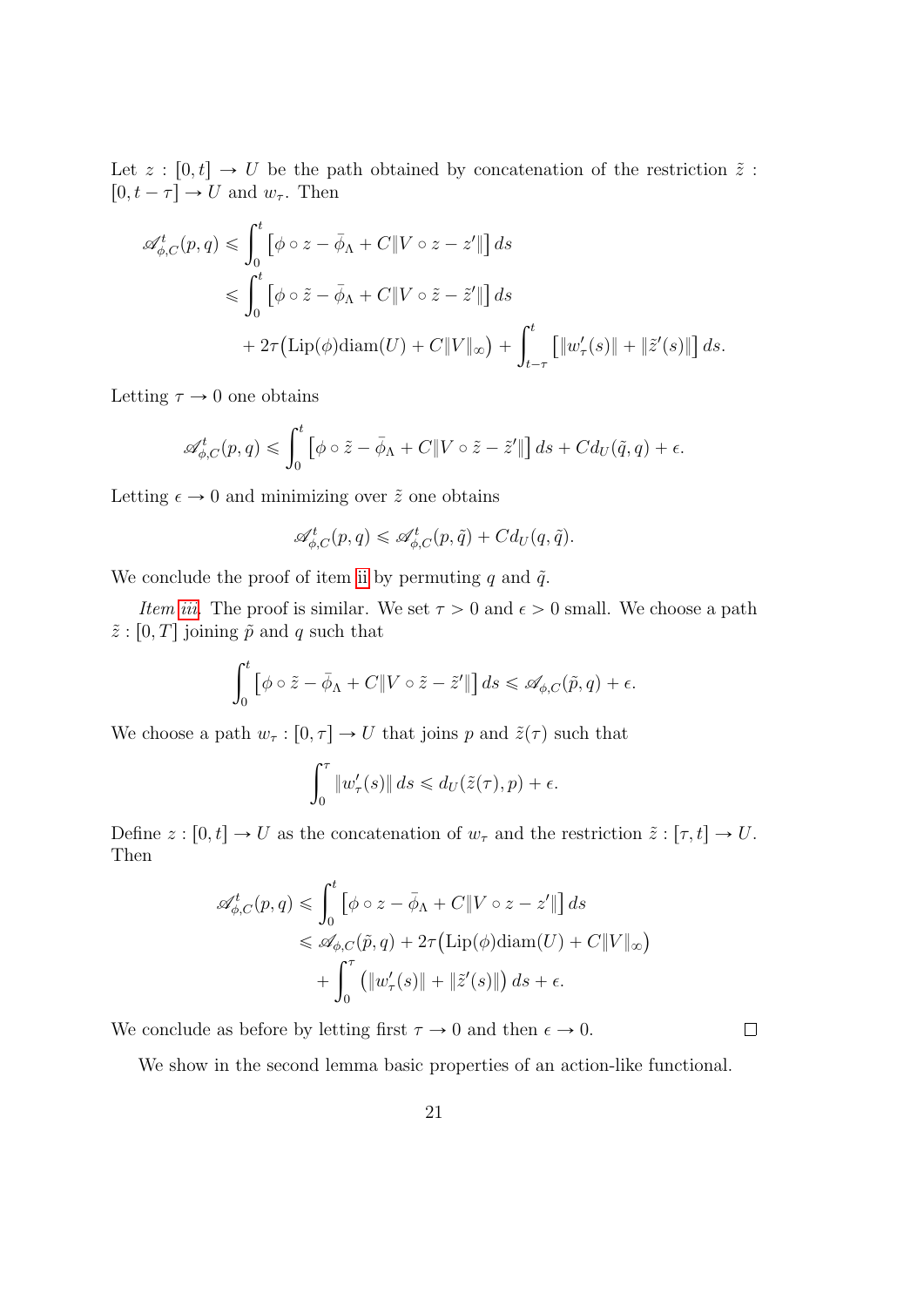Let $z : [0,t] \to U$ be the path obtained by concatenation of the restriction $\tilde z : [0, t-\tau] \to U$ and $w_\tau$. Then

$$
\begin{aligned}
\mathscr{A}^t_{\phi,C}(p,q) &\leqslant \int_0^t \big[\phi \circ z - \bar\phi_\Lambda + C\|V\circ z - z'\|\big]\, ds \\
&\leqslant \int_0^t \big[\phi \circ \tilde z - \bar\phi_\Lambda + C\|V\circ \tilde z - \tilde z'\|\big]\, ds \\
&\quad + 2\tau\big(\mathrm{Lip}(\phi)\mathrm{diam}(U) + C\|V\|_\infty\big) + \int_{t-\tau}^t \big[\|w_\tau'(s)\| + \|\tilde z'(s)\|\big]\, ds.
\end{aligned}
$$

Letting $\tau \to 0$ one obtains

$$
\mathscr{A}^t_{\phi,C}(p,q) \leqslant \int_0^t \big[\phi \circ \tilde z - \bar\phi_\Lambda + C\|V\circ \tilde z - \tilde z'\|\big]\, ds + C d_U(\tilde q, q) + \epsilon.
$$

Letting $\epsilon \to 0$ and minimizing over $\tilde z$ one obtains

$$
\mathscr{A}^t_{\phi,C}(p,q) \leqslant \mathscr{A}^t_{\phi,C}(p,\tilde q) + C d_U(q,\tilde q).
$$

We conclude the proof of item ii by permuting $q$ and $\tilde q$.

*Item iii*. The proof is similar. We set $\tau > 0$ and $\epsilon > 0$ small. We choose a path $\tilde z : [0,T]$ joining $\tilde p$ and $q$ such that

$$
\int_0^t \big[\phi \circ \tilde z - \bar\phi_\Lambda + C\|V\circ \tilde z - \tilde z'\|\big]\, ds \leqslant \mathscr{A}_{\phi,C}(\tilde p, q) + \epsilon.
$$

We choose a path $w_\tau : [0,\tau] \to U$ that joins $p$ and $\tilde z(\tau)$ such that

$$
\int_0^\tau \|w_\tau'(s)\|\, ds \leqslant d_U(\tilde z(\tau), p) + \epsilon.
$$

Define $z : [0,t] \to U$ as the concatenation of $w_\tau$ and the restriction $\tilde z : [\tau, t] \to U$. Then

$$
\begin{aligned}
\mathscr{A}^t_{\phi,C}(p,q) &\leqslant \int_0^t \big[\phi \circ z - \bar\phi_\Lambda + C\|V\circ z - z'\|\big]\, ds \\
&\leqslant \mathscr{A}_{\phi,C}(\tilde p, q) + 2\tau\big(\mathrm{Lip}(\phi)\mathrm{diam}(U) + C\|V\|_\infty\big) \\
&\quad + \int_0^\tau \big(\|w_\tau'(s)\| + \|\tilde z'(s)\|\big)\, ds + \epsilon.
\end{aligned}
$$

We conclude as before by letting first $\tau \to 0$ and then $\epsilon \to 0$. $\square$

We show in the second lemma basic properties of an action-like functional.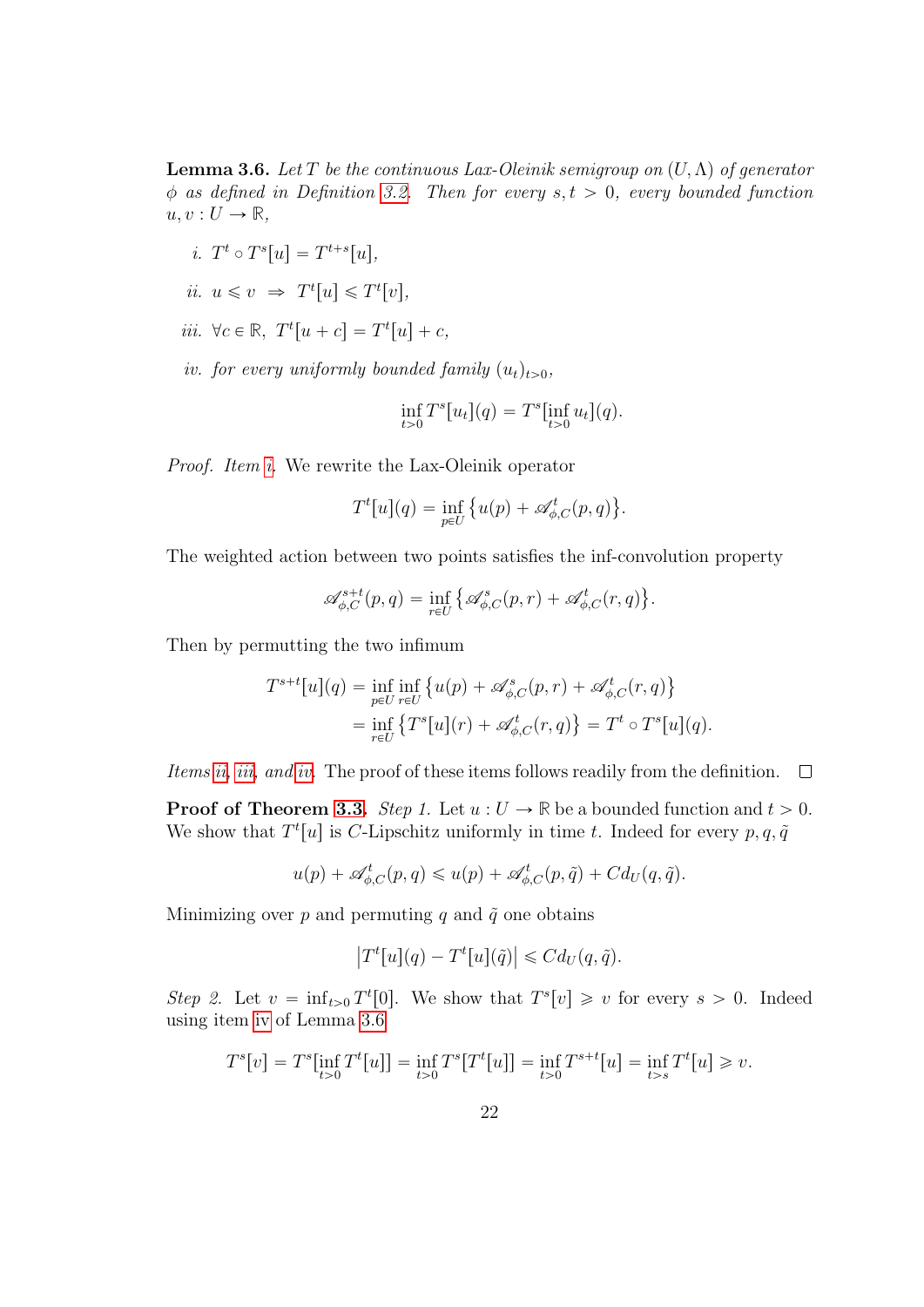**Lemma 3.6.** *Let $T$ be the continuous Lax-Oleinik semigroup on $(U, \Lambda)$ of generator $\phi$ as defined in Definition 3.2. Then for every $s, t > 0$, every bounded function $u, v : U \to \mathbb{R}$,*

*i.* $T^t \circ T^s[u] = T^{t+s}[u]$,

*ii.* $u \leqslant v \ \Rightarrow\ T^t[u] \leqslant T^t[v]$,

*iii.* $\forall c \in \mathbb{R},\ T^t[u + c] = T^t[u] + c$,

*iv. for every uniformly bounded family* $(u_t)_{t>0}$,

$$\inf_{t>0} T^s[u_t](q) = T^s[\inf_{t>0} u_t](q).$$

*Proof. Item i.* We rewrite the Lax-Oleinik operator

$$T^t[u](q) = \inf_{p \in U} \big\{ u(p) + \mathscr{A}^t_{\phi,C}(p,q) \big\}.$$

The weighted action between two points satisfies the inf-convolution property

$$\mathscr{A}^{s+t}_{\phi,C}(p,q) = \inf_{r \in U} \big\{ \mathscr{A}^s_{\phi,C}(p,r) + \mathscr{A}^t_{\phi,C}(r,q) \big\}.$$

Then by permutting the two infimum

$$\begin{aligned} T^{s+t}[u](q) &= \inf_{p \in U} \inf_{r \in U} \big\{ u(p) + \mathscr{A}^s_{\phi,C}(p,r) + \mathscr{A}^t_{\phi,C}(r,q) \big\} \\ &= \inf_{r \in U} \big\{ T^s[u](r) + \mathscr{A}^t_{\phi,C}(r,q) \big\} = T^t \circ T^s[u](q). \end{aligned}$$

*Items ii, iii, and iv.* The proof of these items follows readily from the definition. ☐

**Proof of Theorem 3.3.** *Step 1.* Let $u : U \to \mathbb{R}$ be a bounded function and $t > 0$. We show that $T^t[u]$ is $C$-Lipschitz uniformly in time $t$. Indeed for every $p, q, \tilde q$

$$u(p) + \mathscr{A}^t_{\phi,C}(p,q) \leqslant u(p) + \mathscr{A}^t_{\phi,C}(p,\tilde q) + C d_U(q, \tilde q).$$

Minimizing over $p$ and permuting $q$ and $\tilde q$ one obtains

$$\big| T^t[u](q) - T^t[u](\tilde q) \big| \leqslant C d_U(q, \tilde q).$$

*Step 2.* Let $v = \inf_{t>0} T^t[0]$. We show that $T^s[v] \geqslant v$ for every $s > 0$. Indeed using item iv of Lemma 3.6

$$T^s[v] = T^s[\inf_{t>0} T^t[u]] = \inf_{t>0} T^s[T^t[u]] = \inf_{t>0} T^{s+t}[u] = \inf_{t>s} T^t[u] \geqslant v.$$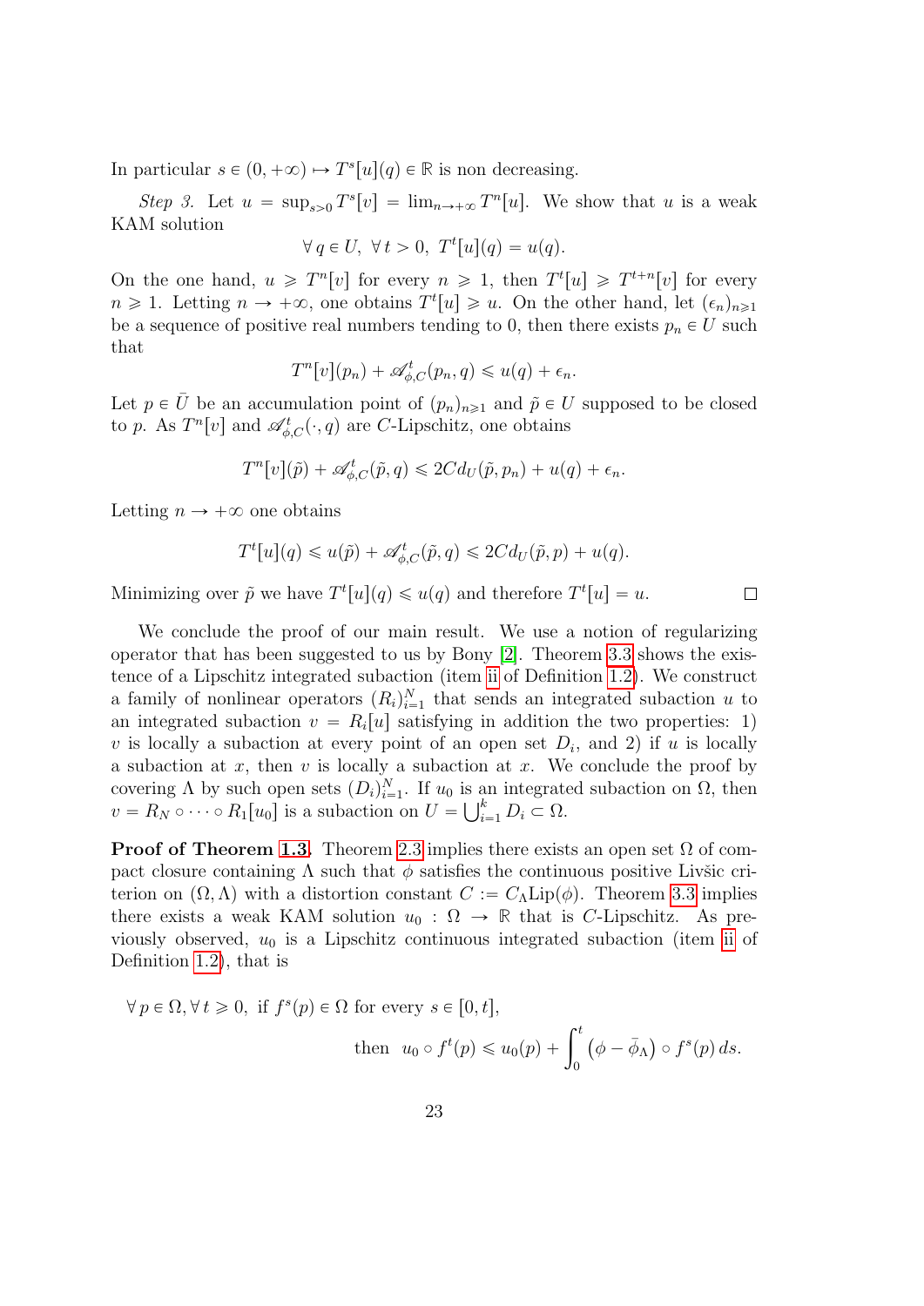In particular $s \in (0, +\infty) \mapsto T^s[u](q) \in \mathbb{R}$ is non decreasing.

*Step 3.* Let $u = \sup_{s>0} T^s[v] = \lim_{n\to+\infty} T^n[u]$. We show that $u$ is a weak KAM solution

$$\forall\, q \in U,\ \forall\, t > 0,\ T^t[u](q) = u(q).$$

On the one hand, $u \geqslant T^n[v]$ for every $n \geqslant 1$, then $T^t[u] \geqslant T^{t+n}[v]$ for every $n \geqslant 1$. Letting $n \to +\infty$, one obtains $T^t[u] \geqslant u$. On the other hand, let $(\epsilon_n)_{n\geqslant 1}$ be a sequence of positive real numbers tending to 0, then there exists $p_n \in U$ such that

$$T^n[v](p_n) + \mathscr{A}^t_{\phi,C}(p_n, q) \leqslant u(q) + \epsilon_n.$$

Let $p \in \bar{U}$ be an accumulation point of $(p_n)_{n\geqslant 1}$ and $\tilde{p} \in U$ supposed to be closed to $p$. As $T^n[v]$ and $\mathscr{A}^t_{\phi,C}(\cdot, q)$ are $C$-Lipschitz, one obtains

$$T^n[v](\tilde{p}) + \mathscr{A}^t_{\phi,C}(\tilde{p}, q) \leqslant 2C d_U(\tilde{p}, p_n) + u(q) + \epsilon_n.$$

Letting $n \to +\infty$ one obtains

$$T^t[u](q) \leqslant u(\tilde{p}) + \mathscr{A}^t_{\phi,C}(\tilde{p}, q) \leqslant 2C d_U(\tilde{p}, p) + u(q).$$

Minimizing over $\tilde{p}$ we have $T^t[u](q) \leqslant u(q)$ and therefore $T^t[u] = u$. $\square$

We conclude the proof of our main result. We use a notion of regularizing operator that has been suggested to us by Bony [2]. Theorem 3.3 shows the existence of a Lipschitz integrated subaction (item ii of Definition 1.2). We construct a family of nonlinear operators $(R_i)_{i=1}^N$ that sends an integrated subaction $u$ to an integrated subaction $v = R_i[u]$ satisfying in addition the two properties: 1) $v$ is locally a subaction at every point of an open set $D_i$, and 2) if $u$ is locally a subaction at $x$, then $v$ is locally a subaction at $x$. We conclude the proof by covering $\Lambda$ by such open sets $(D_i)_{i=1}^N$. If $u_0$ is an integrated subaction on $\Omega$, then $v = R_N \circ \cdots \circ R_1[u_0]$ is a subaction on $U = \bigcup_{i=1}^k D_i \subset \Omega$.

**Proof of Theorem 1.3.** Theorem 2.3 implies there exists an open set $\Omega$ of compact closure containing $\Lambda$ such that $\phi$ satisfies the continuous positive Livšic criterion on $(\Omega, \Lambda)$ with a distortion constant $C := C_\Lambda \mathrm{Lip}(\phi)$. Theorem 3.3 implies there exists a weak KAM solution $u_0 : \Omega \to \mathbb{R}$ that is $C$-Lipschitz. As previously observed, $u_0$ is a Lipschitz continuous integrated subaction (item ii of Definition 1.2), that is

$$\forall\, p \in \Omega, \forall\, t \geqslant 0,\ \text{ if } f^s(p) \in \Omega \text{ for every } s \in [0, t],$$
$$\text{then }\ u_0 \circ f^t(p) \leqslant u_0(p) + \int_0^t \big(\phi - \bar{\phi}_\Lambda\big) \circ f^s(p)\, ds.$$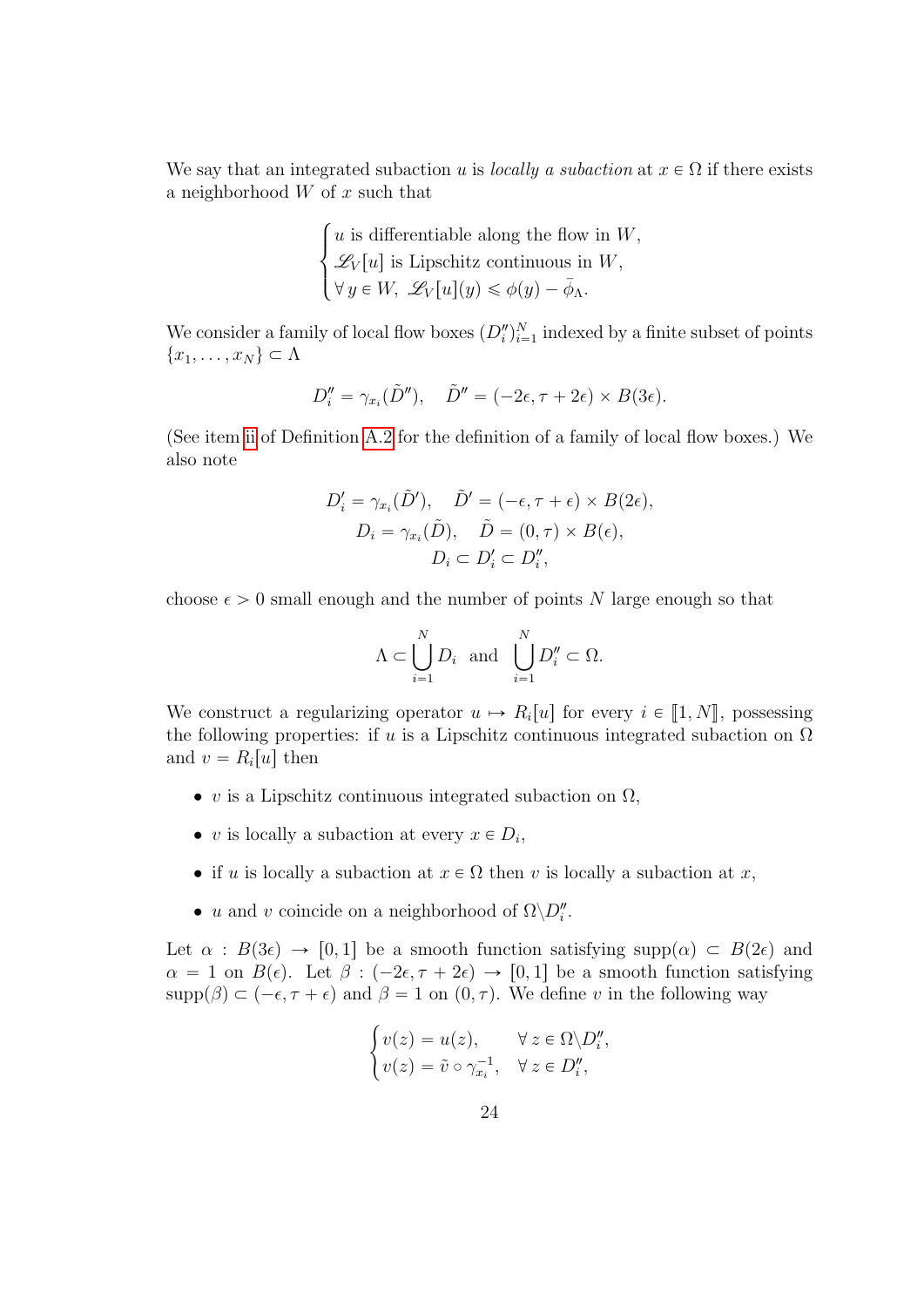We say that an integrated subaction $u$ is *locally a subaction* at $x \in \Omega$ if there exists a neighborhood $W$ of $x$ such that

$$\begin{cases} u \text{ is differentiable along the flow in } W, \\ \mathscr{L}_V[u] \text{ is Lipschitz continuous in } W, \\ \forall\, y \in W,\ \mathscr{L}_V[u](y) \leqslant \phi(y) - \bar{\phi}_\Lambda. \end{cases}$$

We consider a family of local flow boxes $(D''_i)_{i=1}^N$ indexed by a finite subset of points $\{x_1, \ldots, x_N\} \subset \Lambda$

$$D''_i = \gamma_{x_i}(\tilde{D}''), \quad \tilde{D}'' = (-2\epsilon, \tau + 2\epsilon) \times B(3\epsilon).$$

(See item ii of Definition A.2 for the definition of a family of local flow boxes.) We also note

$$D'_i = \gamma_{x_i}(\tilde{D}'), \quad \tilde{D}' = (-\epsilon, \tau + \epsilon) \times B(2\epsilon),$$
$$D_i = \gamma_{x_i}(\tilde{D}), \quad \tilde{D} = (0, \tau) \times B(\epsilon),$$
$$D_i \subset D'_i \subset D''_i,$$

choose $\epsilon > 0$ small enough and the number of points $N$ large enough so that

$$\Lambda \subset \bigcup_{i=1}^N D_i \ \text{ and } \ \bigcup_{i=1}^N D''_i \subset \Omega.$$

We construct a regularizing operator $u \mapsto R_i[u]$ for every $i \in [\![1, N]\!]$, possessing the following properties: if $u$ is a Lipschitz continuous integrated subaction on $\Omega$ and $v = R_i[u]$ then

- $v$ is a Lipschitz continuous integrated subaction on $\Omega$,
- $v$ is locally a subaction at every $x \in D_i$,
- if $u$ is locally a subaction at $x \in \Omega$ then $v$ is locally a subaction at $x$,
- $u$ and $v$ coincide on a neighborhood of $\Omega \backslash D''_i$.

Let $\alpha : B(3\epsilon) \to [0, 1]$ be a smooth function satisfying $\text{supp}(\alpha) \subset B(2\epsilon)$ and $\alpha = 1$ on $B(\epsilon)$. Let $\beta : (-2\epsilon, \tau + 2\epsilon) \to [0, 1]$ be a smooth function satisfying $\text{supp}(\beta) \subset (-\epsilon, \tau + \epsilon)$ and $\beta = 1$ on $(0, \tau)$. We define $v$ in the following way

$$\begin{cases} v(z) = u(z), & \forall\, z \in \Omega \backslash D''_i, \\ v(z) = \tilde{v} \circ \gamma_{x_i}^{-1}, & \forall\, z \in D''_i, \end{cases}$$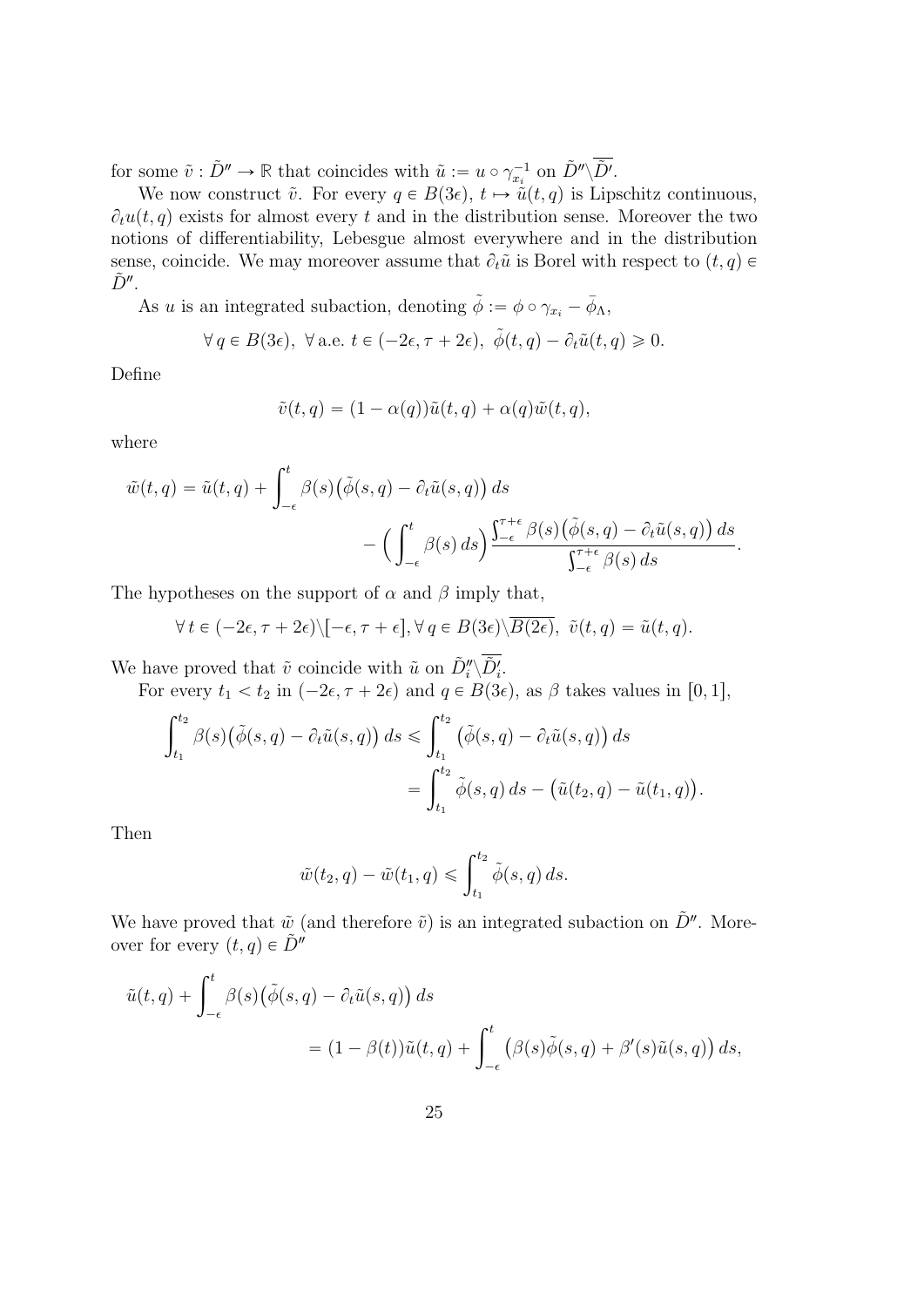for some $\tilde v : \tilde D'' \to \mathbb{R}$ that coincides with $\tilde u := u \circ \gamma_{x_i}^{-1}$ on $\tilde D'' \backslash \overline{\tilde D'}$.

We now construct $\tilde v$. For every $q \in B(3\epsilon)$, $t \mapsto \tilde u(t,q)$ is Lipschitz continuous, $\partial_t u(t,q)$ exists for almost every $t$ and in the distribution sense. Moreover the two notions of differentiability, Lebesgue almost everywhere and in the distribution sense, coincide. We may moreover assume that $\partial_t \tilde u$ is Borel with respect to $(t,q) \in \tilde D''$.

As $u$ is an integrated subaction, denoting $\tilde\phi := \phi \circ \gamma_{x_i} - \bar\phi_\Lambda$,

$$\forall\, q \in B(3\epsilon),\ \forall \text{ a.e. } t \in (-2\epsilon, \tau + 2\epsilon),\ \tilde\phi(t,q) - \partial_t \tilde u(t,q) \geqslant 0.$$

Define

$$\tilde v(t,q) = (1-\alpha(q))\tilde u(t,q) + \alpha(q)\tilde w(t,q),$$

where

$$\tilde w(t,q) = \tilde u(t,q) + \int_{-\epsilon}^{t} \beta(s)\big(\tilde\phi(s,q) - \partial_t \tilde u(s,q)\big)\,ds \\ - \Big(\int_{-\epsilon}^{t} \beta(s)\,ds\Big) \frac{\int_{-\epsilon}^{\tau+\epsilon} \beta(s)\big(\tilde\phi(s,q) - \partial_t \tilde u(s,q)\big)\,ds}{\int_{-\epsilon}^{\tau+\epsilon} \beta(s)\,ds}.$$

The hypotheses on the support of $\alpha$ and $\beta$ imply that,

$$\forall\, t \in (-2\epsilon, \tau+2\epsilon)\backslash[-\epsilon, \tau+\epsilon], \forall\, q \in B(3\epsilon)\backslash\overline{B(2\epsilon)},\ \tilde v(t,q) = \tilde u(t,q).$$

We have proved that $\tilde v$ coincide with $\tilde u$ on $\tilde D_i'' \backslash \overline{\tilde D_i'}$.

For every $t_1 < t_2$ in $(-2\epsilon, \tau+2\epsilon)$ and $q \in B(3\epsilon)$, as $\beta$ takes values in $[0,1]$,

$$\int_{t_1}^{t_2} \beta(s)\big(\tilde\phi(s,q) - \partial_t \tilde u(s,q)\big)\,ds \leqslant \int_{t_1}^{t_2} \big(\tilde\phi(s,q) - \partial_t \tilde u(s,q)\big)\,ds \\ = \int_{t_1}^{t_2} \tilde\phi(s,q)\,ds - \big(\tilde u(t_2,q) - \tilde u(t_1,q)\big).$$

Then

$$\tilde w(t_2,q) - \tilde w(t_1,q) \leqslant \int_{t_1}^{t_2} \tilde\phi(s,q)\,ds.$$

We have proved that $\tilde w$ (and therefore $\tilde v$) is an integrated subaction on $\tilde D''$. Moreover for every $(t,q) \in \tilde D''$

$$\tilde u(t,q) + \int_{-\epsilon}^{t} \beta(s)\big(\tilde\phi(s,q) - \partial_t \tilde u(s,q)\big)\,ds \\ = (1-\beta(t))\tilde u(t,q) + \int_{-\epsilon}^{t} \big(\beta(s)\tilde\phi(s,q) + \beta'(s)\tilde u(s,q)\big)\,ds,$$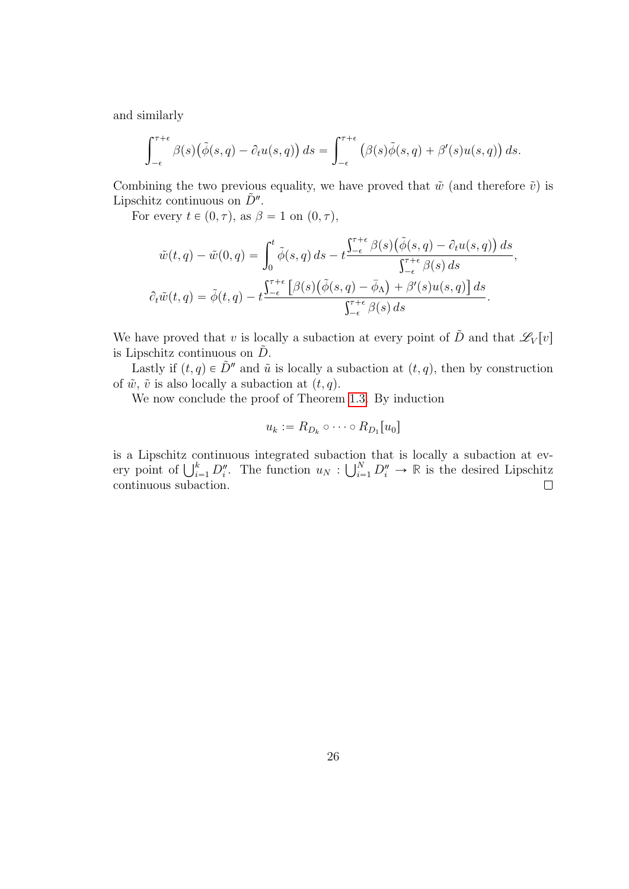and similarly

$$\int_{-\epsilon}^{\tau+\epsilon} \beta(s)\big(\tilde{\phi}(s,q) - \partial_t u(s,q)\big)\, ds = \int_{-\epsilon}^{\tau+\epsilon} \big(\beta(s)\tilde{\phi}(s,q) + \beta'(s) u(s,q)\big)\, ds.$$

Combining the two previous equality, we have proved that $\tilde{w}$ (and therefore $\tilde{v}$) is Lipschitz continuous on $\tilde{D}''$.

For every $t \in (0,\tau)$, as $\beta = 1$ on $(0,\tau)$,

$$\tilde{w}(t,q) - \tilde{w}(0,q) = \int_0^t \tilde{\phi}(s,q)\, ds - t \frac{\int_{-\epsilon}^{\tau+\epsilon} \beta(s)\big(\tilde{\phi}(s,q) - \partial_t u(s,q)\big)\, ds}{\int_{-\epsilon}^{\tau+\epsilon} \beta(s)\, ds},$$

$$\partial_t \tilde{w}(t,q) = \tilde{\phi}(t,q) - t \frac{\int_{-\epsilon}^{\tau+\epsilon} \big[\beta(s)\big(\tilde{\phi}(s,q) - \bar{\phi}_\Lambda\big) + \beta'(s) u(s,q)\big]\, ds}{\int_{-\epsilon}^{\tau+\epsilon} \beta(s)\, ds}.$$

We have proved that $v$ is locally a subaction at every point of $\tilde{D}$ and that $\mathscr{L}_V[v]$ is Lipschitz continuous on $\tilde{D}$.

Lastly if $(t,q) \in \tilde{D}''$ and $\tilde{u}$ is locally a subaction at $(t,q)$, then by construction of $\tilde{w}$, $\tilde{v}$ is also locally a subaction at $(t,q)$.

We now conclude the proof of Theorem 1.3. By induction

$$u_k := R_{D_k} \circ \cdots \circ R_{D_1}[u_0]$$

is a Lipschitz continuous integrated subaction that is locally a subaction at every point of $\bigcup_{i=1}^k D_i''$. The function $u_N : \bigcup_{i=1}^N D_i'' \to \mathbb{R}$ is the desired Lipschitz continuous subaction. $\square$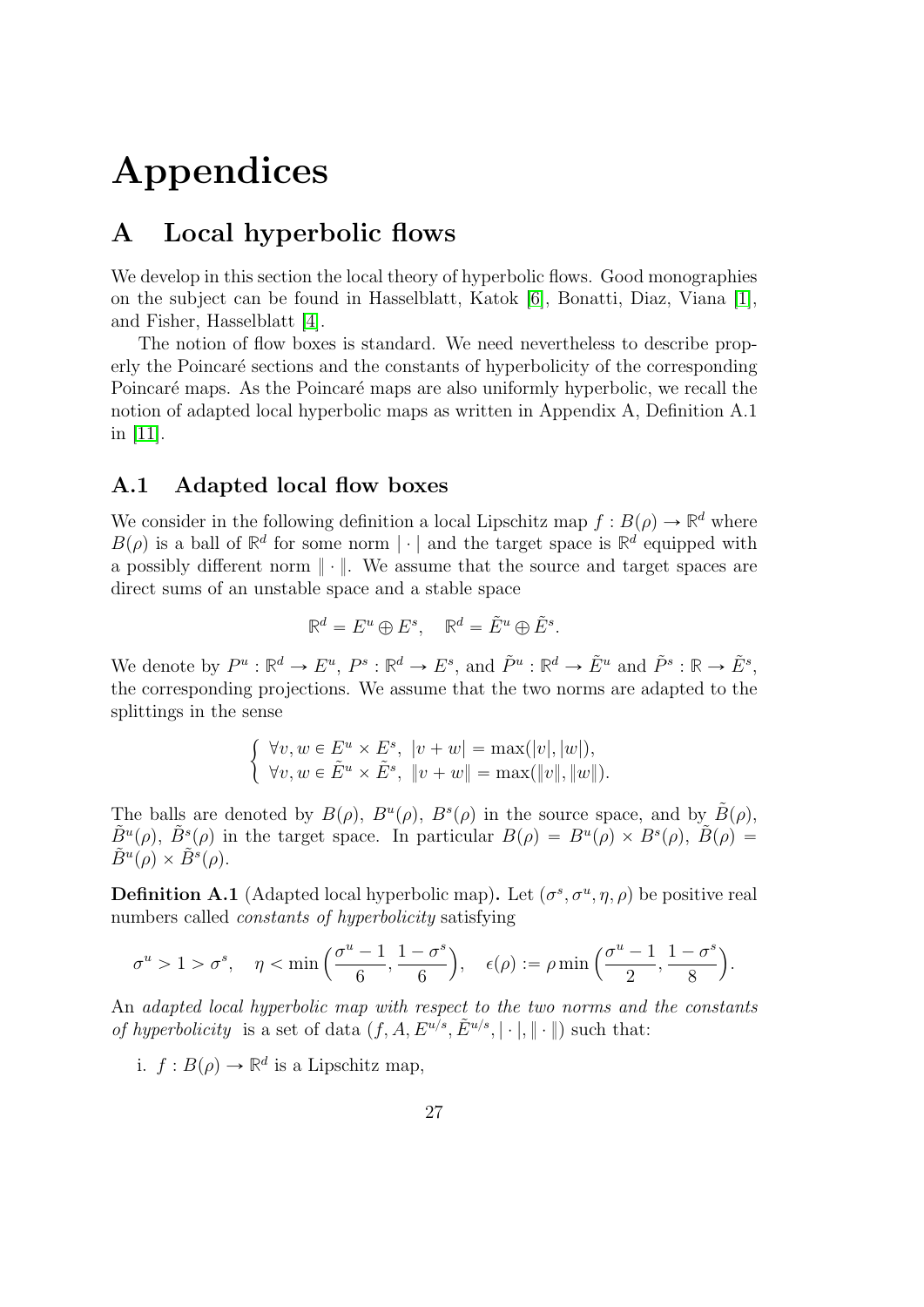# Appendices

## A Local hyperbolic flows

We develop in this section the local theory of hyperbolic flows. Good monographies on the subject can be found in Hasselblatt, Katok [6], Bonatti, Diaz, Viana [1], and Fisher, Hasselblatt [4].

The notion of flow boxes is standard. We need nevertheless to describe properly the Poincaré sections and the constants of hyperbolicity of the corresponding Poincaré maps. As the Poincaré maps are also uniformly hyperbolic, we recall the notion of adapted local hyperbolic maps as written in Appendix A, Definition A.1 in [11].

### A.1 Adapted local flow boxes

We consider in the following definition a local Lipschitz map $f : B(\rho) \to \mathbb{R}^d$ where $B(\rho)$ is a ball of $\mathbb{R}^d$ for some norm $|\cdot|$ and the target space is $\mathbb{R}^d$ equipped with a possibly different norm $\|\cdot\|$. We assume that the source and target spaces are direct sums of an unstable space and a stable space

$$\mathbb{R}^d = E^u \oplus E^s, \quad \mathbb{R}^d = \tilde{E}^u \oplus \tilde{E}^s.$$

We denote by $P^u : \mathbb{R}^d \to E^u$, $P^s : \mathbb{R}^d \to E^s$, and $\tilde{P}^u : \mathbb{R}^d \to \tilde{E}^u$ and $\tilde{P}^s : \mathbb{R} \to \tilde{E}^s$, the corresponding projections. We assume that the two norms are adapted to the splittings in the sense

$$\begin{cases} \forall v, w \in E^u \times E^s, \ |v + w| = \max(|v|, |w|), \\ \forall v, w \in \tilde{E}^u \times \tilde{E}^s, \ \|v + w\| = \max(\|v\|, \|w\|). \end{cases}$$

The balls are denoted by $B(\rho)$, $B^u(\rho)$, $B^s(\rho)$ in the source space, and by $\tilde{B}(\rho)$, $\tilde{B}^u(\rho)$, $\tilde{B}^s(\rho)$ in the target space. In particular $B(\rho) = B^u(\rho) \times B^s(\rho)$, $\tilde{B}(\rho) = \tilde{B}^u(\rho) \times \tilde{B}^s(\rho)$.

**Definition A.1** (Adapted local hyperbolic map)**.** Let $(\sigma^s, \sigma^u, \eta, \rho)$ be positive real numbers called *constants of hyperbolicity* satisfying

$$\sigma^u > 1 > \sigma^s, \quad \eta < \min\Big(\frac{\sigma^u - 1}{6}, \frac{1 - \sigma^s}{6}\Big), \quad \epsilon(\rho) := \rho \min\Big(\frac{\sigma^u - 1}{2}, \frac{1 - \sigma^s}{8}\Big).$$

An *adapted local hyperbolic map with respect to the two norms and the constants of hyperbolicity* is a set of data $(f, A, E^{u/s}, \tilde{E}^{u/s}, |\cdot|, \|\cdot\|)$ such that:

i. $f : B(\rho) \to \mathbb{R}^d$ is a Lipschitz map,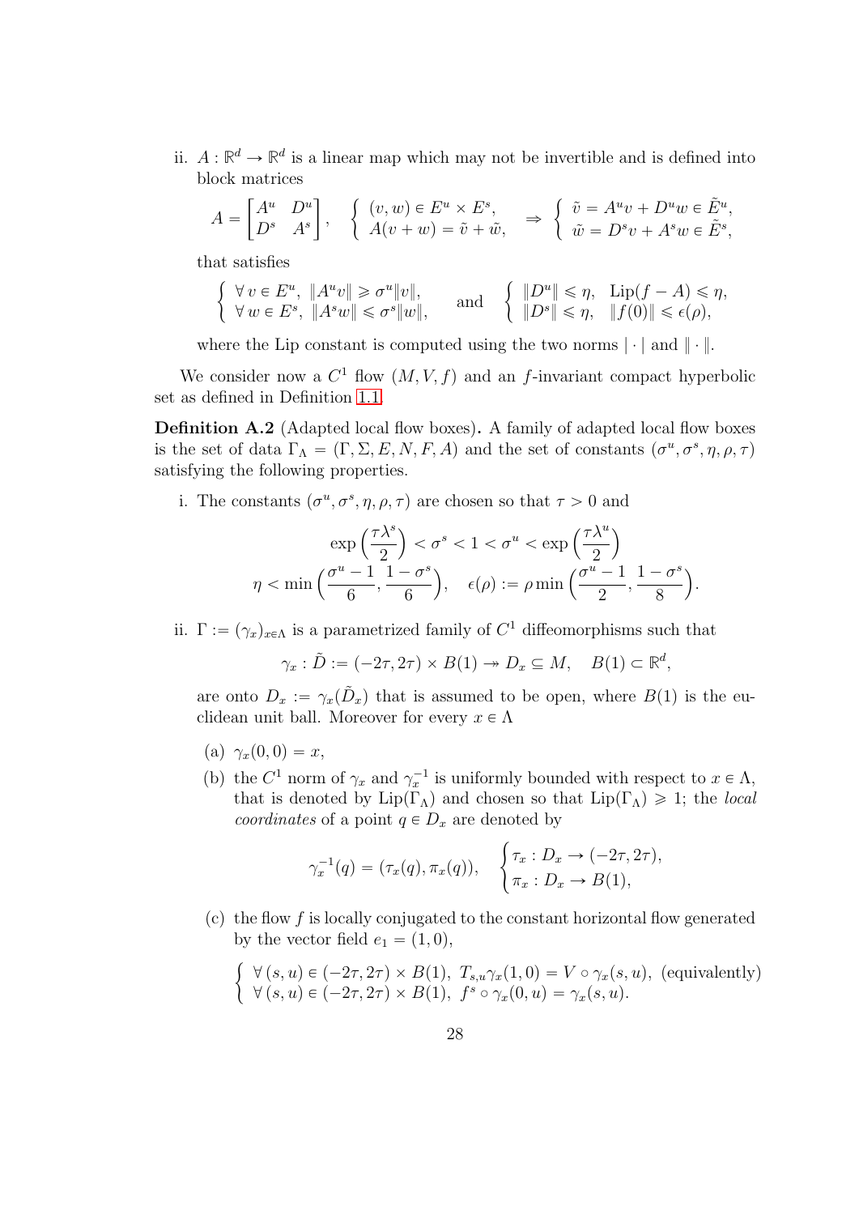ii. $A : \mathbb{R}^d \to \mathbb{R}^d$ is a linear map which may not be invertible and is defined into block matrices

$$A = \begin{bmatrix} A^u & D^u \\ D^s & A^s \end{bmatrix}, \quad \left\{ \begin{array}{l} (v, w) \in E^u \times E^s, \\ A(v+w) = \tilde{v} + \tilde{w}, \end{array} \right. \Rightarrow \left\{ \begin{array}{l} \tilde{v} = A^u v + D^u w \in \tilde{E}^u, \\ \tilde{w} = D^s v + A^s w \in \tilde{E}^s, \end{array} \right.$$

that satisfies

$$\left\{ \begin{array}{l} \forall\, v \in E^u,\ \|A^u v\| \geqslant \sigma^u \|v\|, \\ \forall\, w \in E^s,\ \|A^s w\| \leqslant \sigma^s \|w\|, \end{array} \right. \quad \text{and} \quad \left\{ \begin{array}{l} \|D^u\| \leqslant \eta,\ \ \mathrm{Lip}(f - A) \leqslant \eta, \\ \|D^s\| \leqslant \eta,\ \ \|f(0)\| \leqslant \epsilon(\rho), \end{array} \right.$$

where the Lip constant is computed using the two norms $|\cdot|$ and $\|\cdot\|$.

We consider now a $C^1$ flow $(M, V, f)$ and an $f$-invariant compact hyperbolic set as defined in Definition 1.1.

**Definition A.2** (Adapted local flow boxes)**.** A family of adapted local flow boxes is the set of data $\Gamma_\Lambda = (\Gamma, \Sigma, E, N, F, A)$ and the set of constants $(\sigma^u, \sigma^s, \eta, \rho, \tau)$ satisfying the following properties.

i. The constants $(\sigma^u, \sigma^s, \eta, \rho, \tau)$ are chosen so that $\tau > 0$ and

$$\exp\Big(\frac{\tau\lambda^s}{2}\Big) < \sigma^s < 1 < \sigma^u < \exp\Big(\frac{\tau\lambda^u}{2}\Big)$$

$$\eta < \min\Big(\frac{\sigma^u - 1}{6}, \frac{1 - \sigma^s}{6}\Big), \quad \epsilon(\rho) := \rho \min\Big(\frac{\sigma^u - 1}{2}, \frac{1 - \sigma^s}{8}\Big).$$

ii. $\Gamma := (\gamma_x)_{x\in\Lambda}$ is a parametrized family of $C^1$ diffeomorphisms such that

$$\gamma_x : \tilde{D} := (-2\tau, 2\tau) \times B(1) \twoheadrightarrow D_x \subseteq M, \quad B(1) \subset \mathbb{R}^d,$$

are onto $D_x := \gamma_x(\tilde{D}_x)$ that is assumed to be open, where $B(1)$ is the euclidean unit ball. Moreover for every $x \in \Lambda$

(a) $\gamma_x(0, 0) = x$,

(b) the $C^1$ norm of $\gamma_x$ and $\gamma_x^{-1}$ is uniformly bounded with respect to $x \in \Lambda$, that is denoted by $\mathrm{Lip}(\Gamma_\Lambda)$ and chosen so that $\mathrm{Lip}(\Gamma_\Lambda) \geqslant 1$; the *local coordinates* of a point $q \in D_x$ are denoted by

$$\gamma_x^{-1}(q) = (\tau_x(q), \pi_x(q)), \quad \begin{cases} \tau_x : D_x \to (-2\tau, 2\tau), \\ \pi_x : D_x \to B(1), \end{cases}$$

(c) the flow $f$ is locally conjugated to the constant horizontal flow generated by the vector field $e_1 = (1, 0)$,

$$\left\{ \begin{array}{l} \forall\, (s, u) \in (-2\tau, 2\tau) \times B(1),\ T_{s,u}\gamma_x(1, 0) = V \circ \gamma_x(s, u),\ \text{(equivalently)} \\ \forall\, (s, u) \in (-2\tau, 2\tau) \times B(1),\ f^s \circ \gamma_x(0, u) = \gamma_x(s, u). \end{array} \right.$$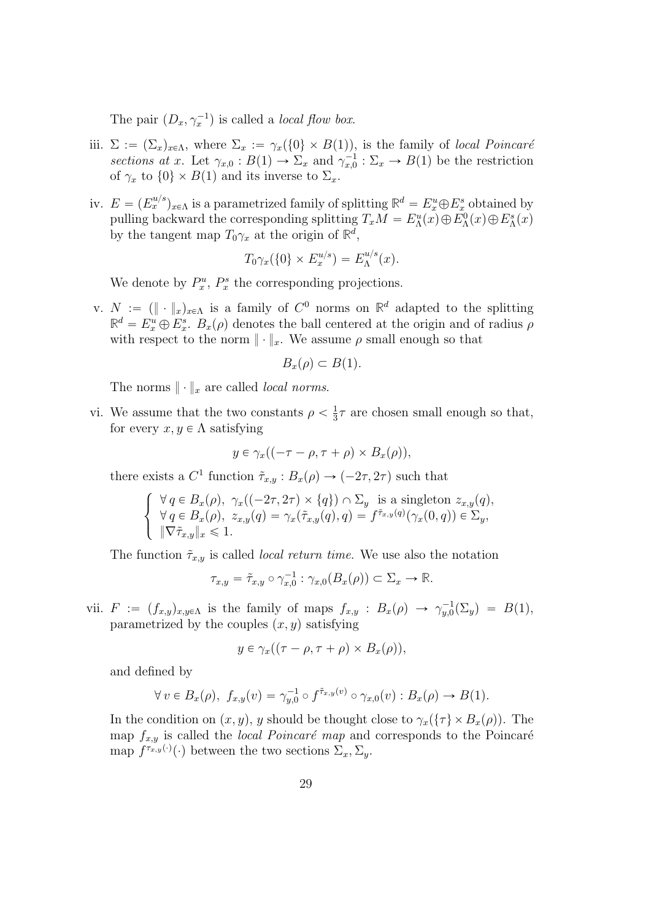The pair $(D_x, \gamma_x^{-1})$ is called a *local flow box*.

iii. $\Sigma := (\Sigma_x)_{x\in\Lambda}$, where $\Sigma_x := \gamma_x(\{0\} \times B(1))$, is the family of *local Poincaré sections at x*. Let $\gamma_{x,0} : B(1) \to \Sigma_x$ and $\gamma_{x,0}^{-1} : \Sigma_x \to B(1)$ be the restriction of $\gamma_x$ to $\{0\} \times B(1)$ and its inverse to $\Sigma_x$.

iv. $E = (E_x^{u/s})_{x\in\Lambda}$ is a parametrized family of splitting $\mathbb{R}^d = E_x^u \oplus E_x^s$ obtained by pulling backward the corresponding splitting $T_xM = E_\Lambda^u(x) \oplus E_\Lambda^0(x) \oplus E_\Lambda^s(x)$ by the tangent map $T_0\gamma_x$ at the origin of $\mathbb{R}^d$,

$$T_0\gamma_x(\{0\} \times E_x^{u/s}) = E_\Lambda^{u/s}(x).$$

We denote by $P_x^u$, $P_x^s$ the corresponding projections.

v. $N := (\|\cdot\|_x)_{x\in\Lambda}$ is a family of $C^0$ norms on $\mathbb{R}^d$ adapted to the splitting $\mathbb{R}^d = E_x^u \oplus E_x^s$. $B_x(\rho)$ denotes the ball centered at the origin and of radius $\rho$ with respect to the norm $\|\cdot\|_x$. We assume $\rho$ small enough so that

$$B_x(\rho) \subset B(1).$$

The norms $\|\cdot\|_x$ are called *local norms*.

vi. We assume that the two constants $\rho < \frac{1}{3}\tau$ are chosen small enough so that, for every $x, y \in \Lambda$ satisfying

$$y \in \gamma_x((-\tau - \rho, \tau + \rho) \times B_x(\rho)),$$

there exists a $C^1$ function $\tilde{\tau}_{x,y} : B_x(\rho) \to (-2\tau, 2\tau)$ such that

$$\begin{cases} \forall\, q \in B_x(\rho),\ \gamma_x((-2\tau, 2\tau) \times \{q\}) \cap \Sigma_y \ \text{ is a singleton } z_{x,y}(q), \\ \forall\, q \in B_x(\rho),\ z_{x,y}(q) = \gamma_x(\tilde{\tau}_{x,y}(q), q) = f^{\tilde{\tau}_{x,y}(q)}(\gamma_x(0,q)) \in \Sigma_y, \\ \|\nabla\tilde{\tau}_{x,y}\|_x \leqslant 1. \end{cases}$$

The function $\tilde{\tau}_{x,y}$ is called *local return time*. We use also the notation

$$\tau_{x,y} = \tilde{\tau}_{x,y} \circ \gamma_{x,0}^{-1} : \gamma_{x,0}(B_x(\rho)) \subset \Sigma_x \to \mathbb{R}.$$

vii. $F := (f_{x,y})_{x,y\in\Lambda}$ is the family of maps $f_{x,y} : B_x(\rho) \to \gamma_{y,0}^{-1}(\Sigma_y) = B(1)$, parametrized by the couples $(x, y)$ satisfying

$$y \in \gamma_x((\tau - \rho, \tau + \rho) \times B_x(\rho)),$$

and defined by

$$\forall\, v \in B_x(\rho),\ f_{x,y}(v) = \gamma_{y,0}^{-1} \circ f^{\tilde{\tau}_{x,y}(v)} \circ \gamma_{x,0}(v) : B_x(\rho) \to B(1).$$

In the condition on $(x, y)$, $y$ should be thought close to $\gamma_x(\{\tau\} \times B_x(\rho))$. The map $f_{x,y}$ is called the *local Poincaré map* and corresponds to the Poincaré map $f^{\tau_{x,y}(\cdot)}(\cdot)$ between the two sections $\Sigma_x, \Sigma_y$.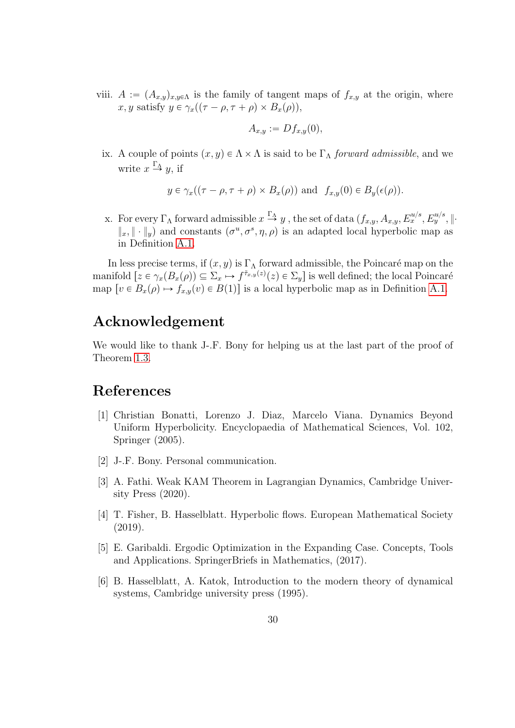viii. $A := (A_{x,y})_{x,y \in \Lambda}$ is the family of tangent maps of $f_{x,y}$ at the origin, where $x, y$ satisfy $y \in \gamma_x((\tau - \rho, \tau + \rho) \times B_x(\rho))$,

$$A_{x,y} := Df_{x,y}(0),$$

ix. A couple of points $(x, y) \in \Lambda \times \Lambda$ is said to be $\Gamma_\Lambda$ *forward admissible*, and we write $x \overset{\Gamma_\Lambda}{\to} y$, if

$$y \in \gamma_x((\tau - \rho, \tau + \rho) \times B_x(\rho)) \text{ and } \ f_{x,y}(0) \in B_y(\epsilon(\rho)).$$

x. For every $\Gamma_\Lambda$ forward admissible $x \overset{\Gamma_\Lambda}{\to} y$ , the set of data $(f_{x,y}, A_{x,y}, E_x^{u/s}, E_y^{u/s}, \|\cdot\|_x, \|\cdot\|_y)$ and constants $(\sigma^u, \sigma^s, \eta, \rho)$ is an adapted local hyperbolic map as in Definition A.1.

In less precise terms, if $(x, y)$ is $\Gamma_\Lambda$ forward admissible, the Poincaré map on the manifold $[z \in \gamma_x(B_x(\rho)) \subseteq \Sigma_x \mapsto f^{\tilde{\tau}_{x,y}(z)}(z) \in \Sigma_y]$ is well defined; the local Poincaré map $[v \in B_x(\rho) \mapsto f_{x,y}(v) \in B(1)]$ is a local hyperbolic map as in Definition A.1.

# Acknowledgement

We would like to thank J-.F. Bony for helping us at the last part of the proof of Theorem 1.3.

# References

[1] Christian Bonatti, Lorenzo J. Diaz, Marcelo Viana. Dynamics Beyond Uniform Hyperbolicity. Encyclopaedia of Mathematical Sciences, Vol. 102, Springer (2005).

[2] J-.F. Bony. Personal communication.

[3] A. Fathi. Weak KAM Theorem in Lagrangian Dynamics, Cambridge University Press (2020).

[4] T. Fisher, B. Hasselblatt. Hyperbolic flows. European Mathematical Society (2019).

[5] E. Garibaldi. Ergodic Optimization in the Expanding Case. Concepts, Tools and Applications. SpringerBriefs in Mathematics, (2017).

[6] B. Hasselblatt, A. Katok, Introduction to the modern theory of dynamical systems, Cambridge university press (1995).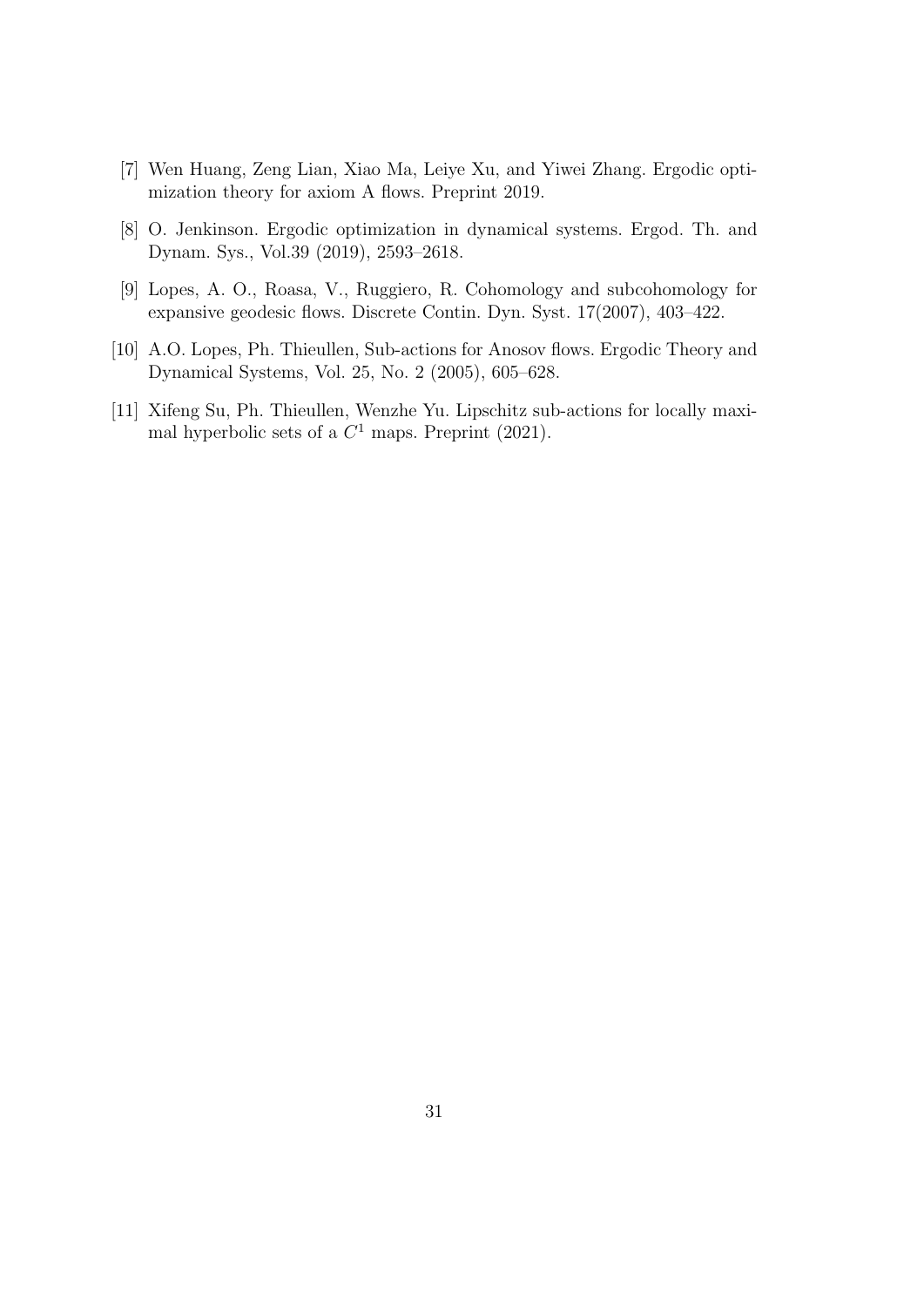[7] Wen Huang, Zeng Lian, Xiao Ma, Leiye Xu, and Yiwei Zhang. Ergodic optimization theory for axiom A flows. Preprint 2019.

[8] O. Jenkinson. Ergodic optimization in dynamical systems. Ergod. Th. and Dynam. Sys., Vol.39 (2019), 2593–2618.

[9] Lopes, A. O., Roasa, V., Ruggiero, R. Cohomology and subcohomology for expansive geodesic flows. Discrete Contin. Dyn. Syst. 17(2007), 403–422.

[10] A.O. Lopes, Ph. Thieullen, Sub-actions for Anosov flows. Ergodic Theory and Dynamical Systems, Vol. 25, No. 2 (2005), 605–628.

[11] Xifeng Su, Ph. Thieullen, Wenzhe Yu. Lipschitz sub-actions for locally maximal hyperbolic sets of a $C^1$ maps. Preprint (2021).